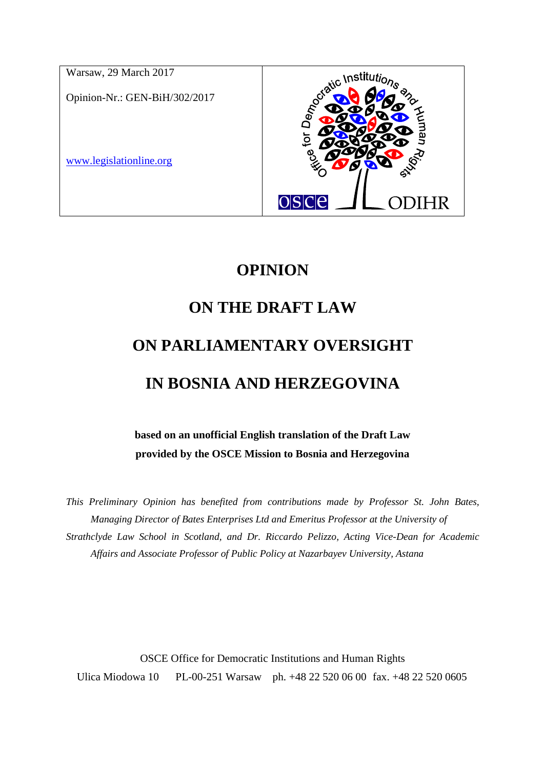| Warsaw, 29 March 2017<br><br>Opinion-Nr.: GEN-BiH/302/2017<br><br>[www.legislationline.org](http://www.legislationline.org) | Office for Democratic Institutions and Human Rights<br><br>OSCE ODIHR |
| --- | --- |

# OPINION

# ON THE DRAFT LAW

# ON PARLIAMENTARY OVERSIGHT

# IN BOSNIA AND HERZEGOVINA

**based on an unofficial English translation of the Draft Law provided by the OSCE Mission to Bosnia and Herzegovina**

*This Preliminary Opinion has benefited from contributions made by Professor St. John Bates, Managing Director of Bates Enterprises Ltd and Emeritus Professor at the University of Strathclyde Law School in Scotland, and Dr. Riccardo Pelizzo, Acting Vice-Dean for Academic Affairs and Associate Professor of Public Policy at Nazarbayev University, Astana*

OSCE Office for Democratic Institutions and Human Rights
Ulica Miodowa 10 PL-00-251 Warsaw ph. +48 22 520 06 00 fax. +48 22 520 0605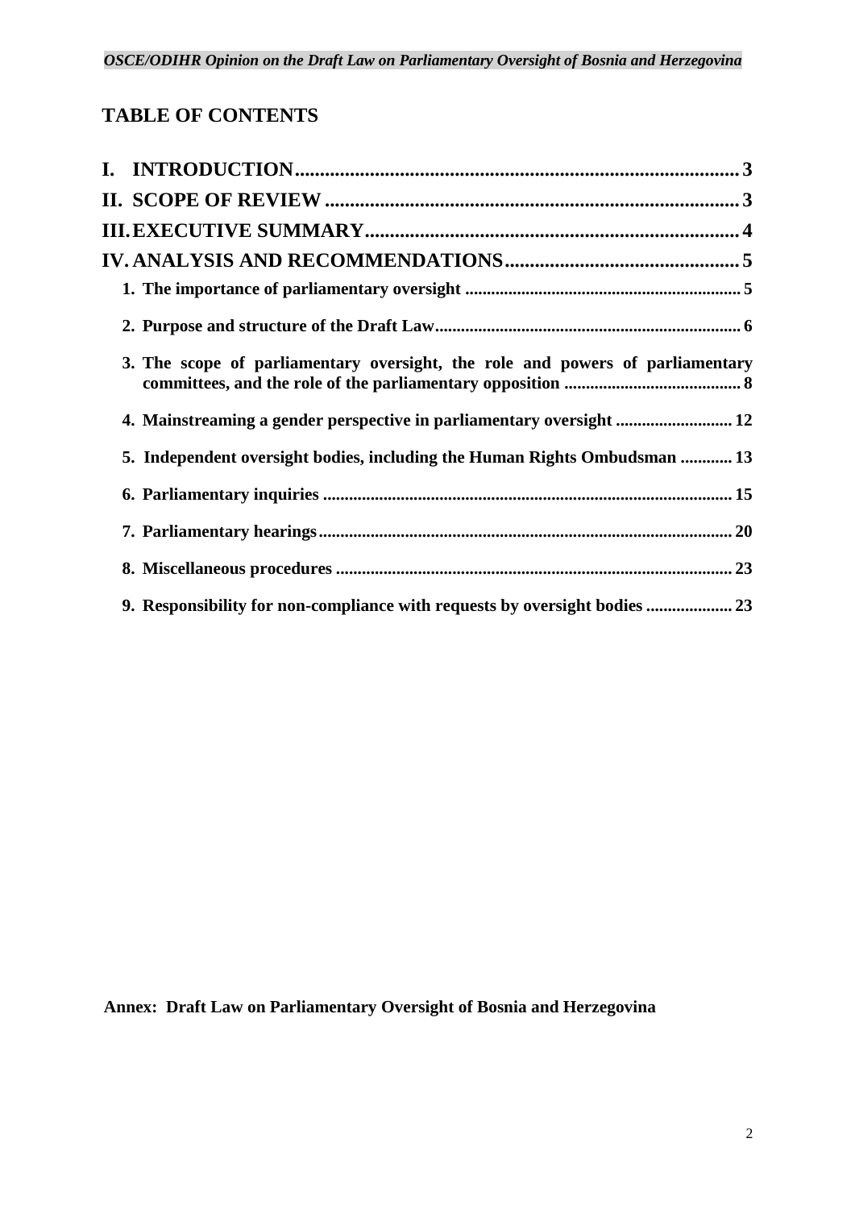# TABLE OF CONTENTS

**I. INTRODUCTION** ........ 3

**II. SCOPE OF REVIEW** ........ 3

**III. EXECUTIVE SUMMARY** ........ 4

**IV. ANALYSIS AND RECOMMENDATIONS** ........ 5

**1. The importance of parliamentary oversight** ........ 5

**2. Purpose and structure of the Draft Law** ........ 6

**3. The scope of parliamentary oversight, the role and powers of parliamentary committees, and the role of the parliamentary opposition** ........ 8

**4. Mainstreaming a gender perspective in parliamentary oversight** ........ 12

**5. Independent oversight bodies, including the Human Rights Ombudsman** ........ 13

**6. Parliamentary inquiries** ........ 15

**7. Parliamentary hearings** ........ 20

**8. Miscellaneous procedures** ........ 23

**9. Responsibility for non-compliance with requests by oversight bodies** ........ 23

**Annex: Draft Law on Parliamentary Oversight of Bosnia and Herzegovina**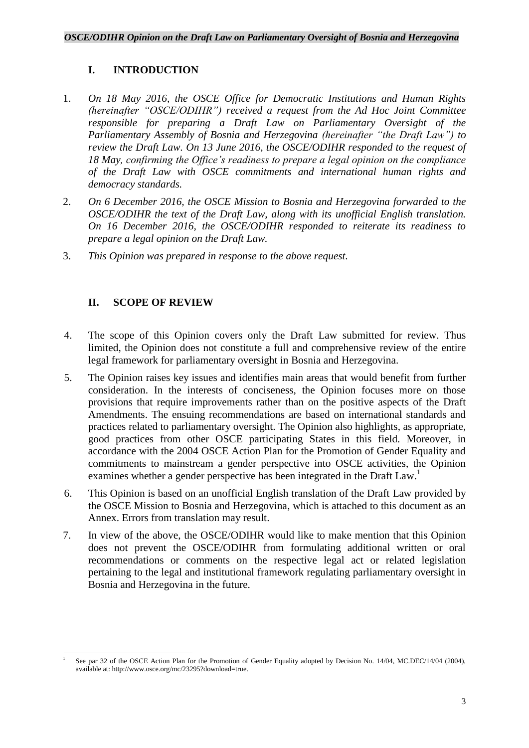## I. INTRODUCTION

1. *On 18 May 2016, the OSCE Office for Democratic Institutions and Human Rights (hereinafter "OSCE/ODIHR") received a request from the Ad Hoc Joint Committee responsible for preparing a Draft Law on Parliamentary Oversight of the Parliamentary Assembly of Bosnia and Herzegovina (hereinafter "the Draft Law") to review the Draft Law. On 13 June 2016, the OSCE/ODIHR responded to the request of 18 May, confirming the Office's readiness to prepare a legal opinion on the compliance of the Draft Law with OSCE commitments and international human rights and democracy standards.*

2. *On 6 December 2016, the OSCE Mission to Bosnia and Herzegovina forwarded to the OSCE/ODIHR the text of the Draft Law, along with its unofficial English translation. On 16 December 2016, the OSCE/ODIHR responded to reiterate its readiness to prepare a legal opinion on the Draft Law.*

3. *This Opinion was prepared in response to the above request.*

## II. SCOPE OF REVIEW

4. The scope of this Opinion covers only the Draft Law submitted for review. Thus limited, the Opinion does not constitute a full and comprehensive review of the entire legal framework for parliamentary oversight in Bosnia and Herzegovina.

5. The Opinion raises key issues and identifies main areas that would benefit from further consideration. In the interests of conciseness, the Opinion focuses more on those provisions that require improvements rather than on the positive aspects of the Draft Amendments. The ensuing recommendations are based on international standards and practices related to parliamentary oversight. The Opinion also highlights, as appropriate, good practices from other OSCE participating States in this field. Moreover, in accordance with the 2004 OSCE Action Plan for the Promotion of Gender Equality and commitments to mainstream a gender perspective into OSCE activities, the Opinion examines whether a gender perspective has been integrated in the Draft Law.[1]

6. This Opinion is based on an unofficial English translation of the Draft Law provided by the OSCE Mission to Bosnia and Herzegovina, which is attached to this document as an Annex. Errors from translation may result.

7. In view of the above, the OSCE/ODIHR would like to make mention that this Opinion does not prevent the OSCE/ODIHR from formulating additional written or oral recommendations or comments on the respective legal act or related legislation pertaining to the legal and institutional framework regulating parliamentary oversight in Bosnia and Herzegovina in the future.

---

[1] See par 32 of the OSCE Action Plan for the Promotion of Gender Equality adopted by Decision No. 14/04, MC.DEC/14/04 (2004), available at: http://www.osce.org/mc/23295?download=true.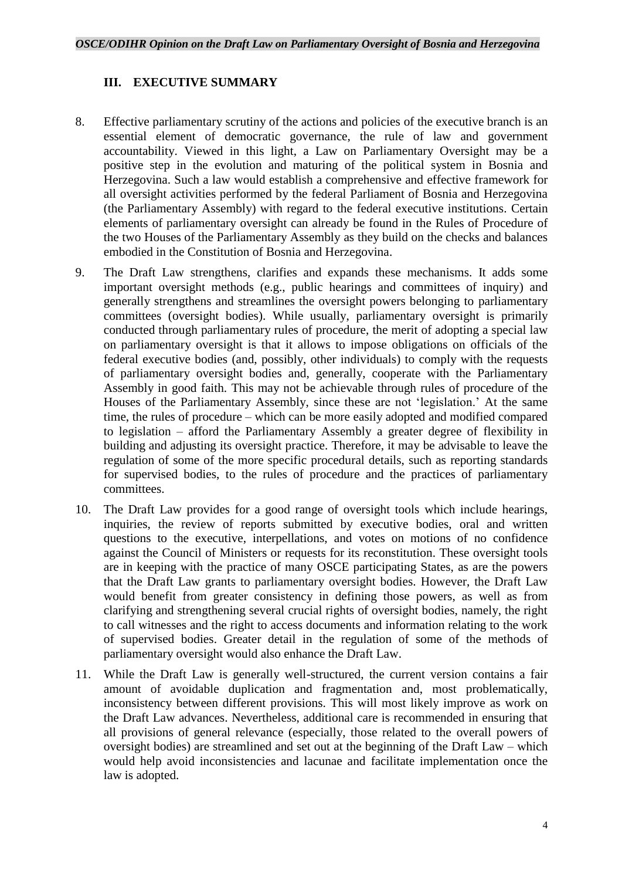## III. EXECUTIVE SUMMARY

8. Effective parliamentary scrutiny of the actions and policies of the executive branch is an essential element of democratic governance, the rule of law and government accountability. Viewed in this light, a Law on Parliamentary Oversight may be a positive step in the evolution and maturing of the political system in Bosnia and Herzegovina. Such a law would establish a comprehensive and effective framework for all oversight activities performed by the federal Parliament of Bosnia and Herzegovina (the Parliamentary Assembly) with regard to the federal executive institutions. Certain elements of parliamentary oversight can already be found in the Rules of Procedure of the two Houses of the Parliamentary Assembly as they build on the checks and balances embodied in the Constitution of Bosnia and Herzegovina.

9. The Draft Law strengthens, clarifies and expands these mechanisms. It adds some important oversight methods (e.g., public hearings and committees of inquiry) and generally strengthens and streamlines the oversight powers belonging to parliamentary committees (oversight bodies). While usually, parliamentary oversight is primarily conducted through parliamentary rules of procedure, the merit of adopting a special law on parliamentary oversight is that it allows to impose obligations on officials of the federal executive bodies (and, possibly, other individuals) to comply with the requests of parliamentary oversight bodies and, generally, cooperate with the Parliamentary Assembly in good faith. This may not be achievable through rules of procedure of the Houses of the Parliamentary Assembly, since these are not 'legislation.' At the same time, the rules of procedure – which can be more easily adopted and modified compared to legislation – afford the Parliamentary Assembly a greater degree of flexibility in building and adjusting its oversight practice. Therefore, it may be advisable to leave the regulation of some of the more specific procedural details, such as reporting standards for supervised bodies, to the rules of procedure and the practices of parliamentary committees.

10. The Draft Law provides for a good range of oversight tools which include hearings, inquiries, the review of reports submitted by executive bodies, oral and written questions to the executive, interpellations, and votes on motions of no confidence against the Council of Ministers or requests for its reconstitution. These oversight tools are in keeping with the practice of many OSCE participating States, as are the powers that the Draft Law grants to parliamentary oversight bodies. However, the Draft Law would benefit from greater consistency in defining those powers, as well as from clarifying and strengthening several crucial rights of oversight bodies, namely, the right to call witnesses and the right to access documents and information relating to the work of supervised bodies. Greater detail in the regulation of some of the methods of parliamentary oversight would also enhance the Draft Law.

11. While the Draft Law is generally well-structured, the current version contains a fair amount of avoidable duplication and fragmentation and, most problematically, inconsistency between different provisions. This will most likely improve as work on the Draft Law advances. Nevertheless, additional care is recommended in ensuring that all provisions of general relevance (especially, those related to the overall powers of oversight bodies) are streamlined and set out at the beginning of the Draft Law – which would help avoid inconsistencies and lacunae and facilitate implementation once the law is adopted.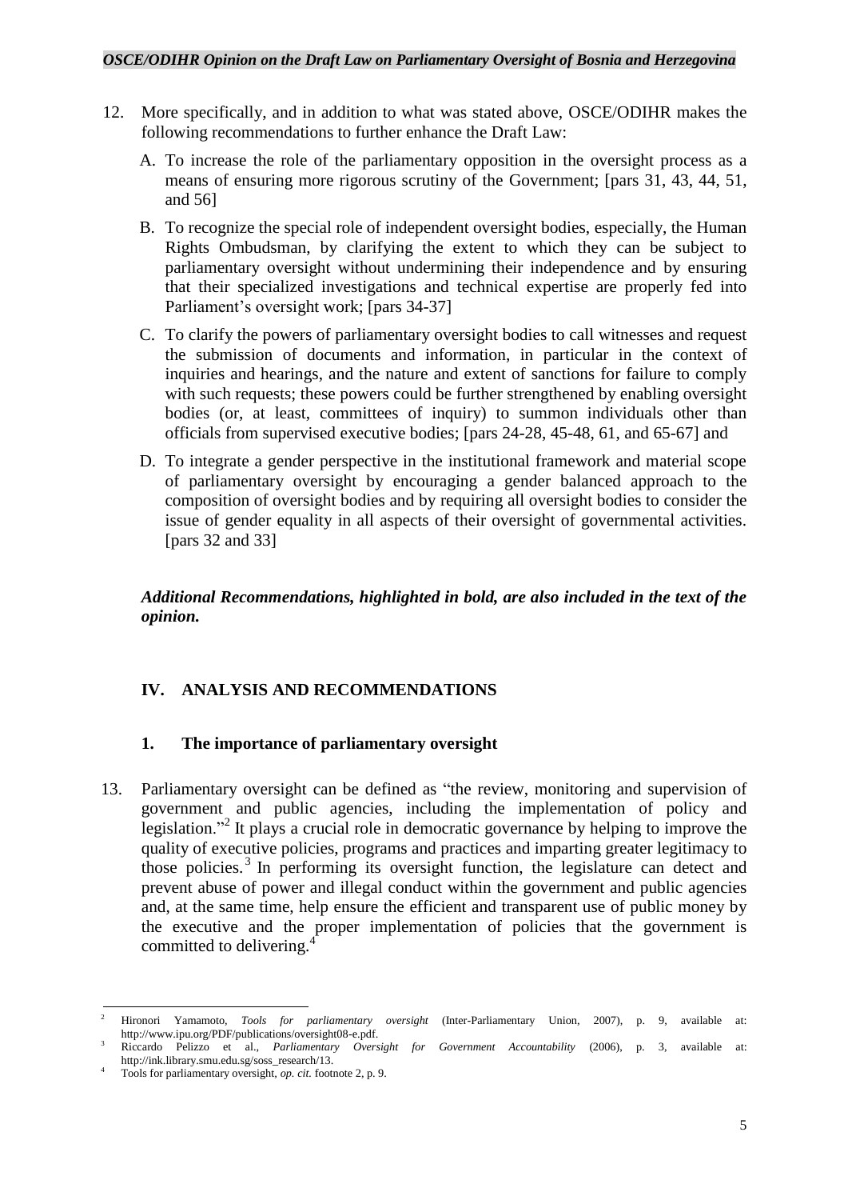12. More specifically, and in addition to what was stated above, OSCE/ODIHR makes the following recommendations to further enhance the Draft Law:

    A. To increase the role of the parliamentary opposition in the oversight process as a means of ensuring more rigorous scrutiny of the Government; [pars 31, 43, 44, 51, and 56]

    B. To recognize the special role of independent oversight bodies, especially, the Human Rights Ombudsman, by clarifying the extent to which they can be subject to parliamentary oversight without undermining their independence and by ensuring that their specialized investigations and technical expertise are properly fed into Parliament's oversight work; [pars 34-37]

    C. To clarify the powers of parliamentary oversight bodies to call witnesses and request the submission of documents and information, in particular in the context of inquiries and hearings, and the nature and extent of sanctions for failure to comply with such requests; these powers could be further strengthened by enabling oversight bodies (or, at least, committees of inquiry) to summon individuals other than officials from supervised executive bodies; [pars 24-28, 45-48, 61, and 65-67] and

    D. To integrate a gender perspective in the institutional framework and material scope of parliamentary oversight by encouraging a gender balanced approach to the composition of oversight bodies and by requiring all oversight bodies to consider the issue of gender equality in all aspects of their oversight of governmental activities. [pars 32 and 33]

***Additional Recommendations, highlighted in bold, are also included in the text of the opinion.***

## IV. ANALYSIS AND RECOMMENDATIONS

### 1. The importance of parliamentary oversight

13. Parliamentary oversight can be defined as "the review, monitoring and supervision of government and public agencies, including the implementation of policy and legislation."[2] It plays a crucial role in democratic governance by helping to improve the quality of executive policies, programs and practices and imparting greater legitimacy to those policies.[3] In performing its oversight function, the legislature can detect and prevent abuse of power and illegal conduct within the government and public agencies and, at the same time, help ensure the efficient and transparent use of public money by the executive and the proper implementation of policies that the government is committed to delivering.[4]

---

[2] Hironori Yamamoto, *Tools for parliamentary oversight* (Inter-Parliamentary Union, 2007), p. 9, available at: http://www.ipu.org/PDF/publications/oversight08-e.pdf.

[3] Riccardo Pelizzo et al., *Parliamentary Oversight for Government Accountability* (2006), p. 3, available at: http://ink.library.smu.edu.sg/soss_research/13.

[4] Tools for parliamentary oversight, *op. cit.* footnote 2, p. 9.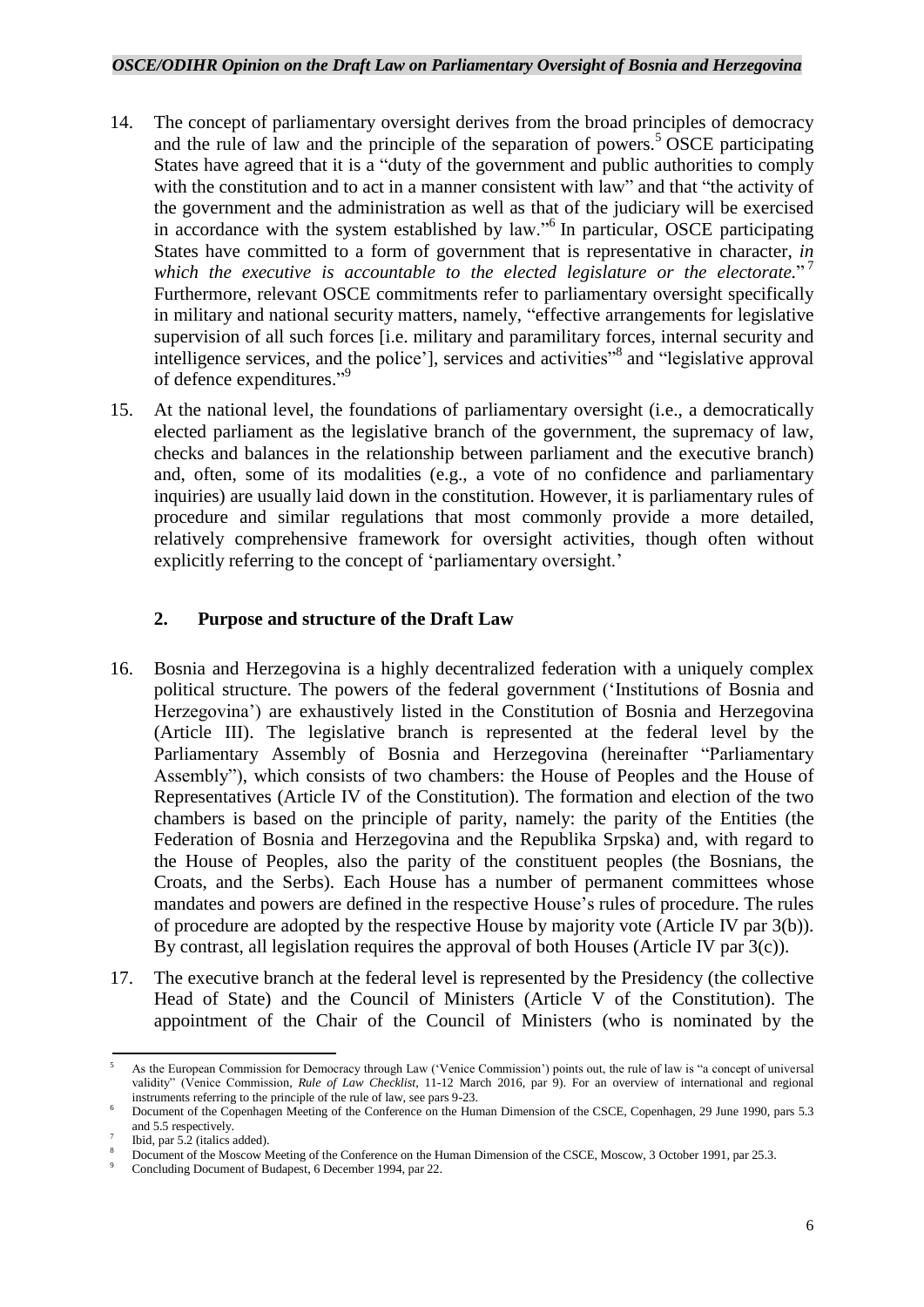14. The concept of parliamentary oversight derives from the broad principles of democracy and the rule of law and the principle of the separation of powers.[5] OSCE participating States have agreed that it is a "duty of the government and public authorities to comply with the constitution and to act in a manner consistent with law" and that "the activity of the government and the administration as well as that of the judiciary will be exercised in accordance with the system established by law."[6] In particular, OSCE participating States have committed to a form of government that is representative in character, *in which the executive is accountable to the elected legislature or the electorate.*"[7] Furthermore, relevant OSCE commitments refer to parliamentary oversight specifically in military and national security matters, namely, "effective arrangements for legislative supervision of all such forces [i.e. military and paramilitary forces, internal security and intelligence services, and the police'], services and activities"[8] and "legislative approval of defence expenditures."[9]

15. At the national level, the foundations of parliamentary oversight (i.e., a democratically elected parliament as the legislative branch of the government, the supremacy of law, checks and balances in the relationship between parliament and the executive branch) and, often, some of its modalities (e.g., a vote of no confidence and parliamentary inquiries) are usually laid down in the constitution. However, it is parliamentary rules of procedure and similar regulations that most commonly provide a more detailed, relatively comprehensive framework for oversight activities, though often without explicitly referring to the concept of 'parliamentary oversight.'

## 2. Purpose and structure of the Draft Law

16. Bosnia and Herzegovina is a highly decentralized federation with a uniquely complex political structure. The powers of the federal government ('Institutions of Bosnia and Herzegovina') are exhaustively listed in the Constitution of Bosnia and Herzegovina (Article III). The legislative branch is represented at the federal level by the Parliamentary Assembly of Bosnia and Herzegovina (hereinafter "Parliamentary Assembly"), which consists of two chambers: the House of Peoples and the House of Representatives (Article IV of the Constitution). The formation and election of the two chambers is based on the principle of parity, namely: the parity of the Entities (the Federation of Bosnia and Herzegovina and the Republika Srpska) and, with regard to the House of Peoples, also the parity of the constituent peoples (the Bosnians, the Croats, and the Serbs). Each House has a number of permanent committees whose mandates and powers are defined in the respective House's rules of procedure. The rules of procedure are adopted by the respective House by majority vote (Article IV par 3(b)). By contrast, all legislation requires the approval of both Houses (Article IV par 3(c)).

17. The executive branch at the federal level is represented by the Presidency (the collective Head of State) and the Council of Ministers (Article V of the Constitution). The appointment of the Chair of the Council of Ministers (who is nominated by the

---

[5] As the European Commission for Democracy through Law ('Venice Commission') points out, the rule of law is "a concept of universal validity" (Venice Commission, *Rule of Law Checklist*, 11-12 March 2016, par 9). For an overview of international and regional instruments referring to the principle of the rule of law, see pars 9-23.

[6] Document of the Copenhagen Meeting of the Conference on the Human Dimension of the CSCE, Copenhagen, 29 June 1990, pars 5.3 and 5.5 respectively.

[7] Ibid, par 5.2 (italics added).

[8] Document of the Moscow Meeting of the Conference on the Human Dimension of the CSCE, Moscow, 3 October 1991, par 25.3.

[9] Concluding Document of Budapest, 6 December 1994, par 22.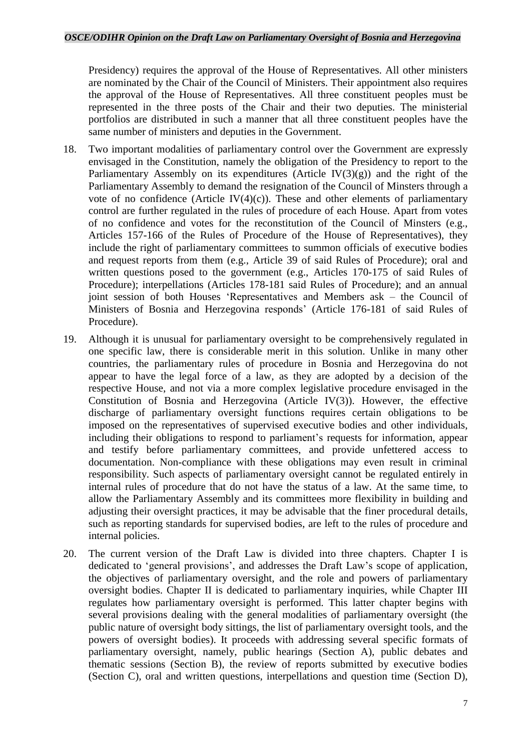Presidency) requires the approval of the House of Representatives. All other ministers are nominated by the Chair of the Council of Ministers. Their appointment also requires the approval of the House of Representatives. All three constituent peoples must be represented in the three posts of the Chair and their two deputies. The ministerial portfolios are distributed in such a manner that all three constituent peoples have the same number of ministers and deputies in the Government.

18. Two important modalities of parliamentary control over the Government are expressly envisaged in the Constitution, namely the obligation of the Presidency to report to the Parliamentary Assembly on its expenditures (Article IV(3)(g)) and the right of the Parliamentary Assembly to demand the resignation of the Council of Minsters through a vote of no confidence (Article IV(4)(c)). These and other elements of parliamentary control are further regulated in the rules of procedure of each House. Apart from votes of no confidence and votes for the reconstitution of the Council of Minsters (e.g., Articles 157-166 of the Rules of Procedure of the House of Representatives), they include the right of parliamentary committees to summon officials of executive bodies and request reports from them (e.g., Article 39 of said Rules of Procedure); oral and written questions posed to the government (e.g., Articles 170-175 of said Rules of Procedure); interpellations (Articles 178-181 said Rules of Procedure); and an annual joint session of both Houses 'Representatives and Members ask – the Council of Ministers of Bosnia and Herzegovina responds' (Article 176-181 of said Rules of Procedure).

19. Although it is unusual for parliamentary oversight to be comprehensively regulated in one specific law, there is considerable merit in this solution. Unlike in many other countries, the parliamentary rules of procedure in Bosnia and Herzegovina do not appear to have the legal force of a law, as they are adopted by a decision of the respective House, and not via a more complex legislative procedure envisaged in the Constitution of Bosnia and Herzegovina (Article IV(3)). However, the effective discharge of parliamentary oversight functions requires certain obligations to be imposed on the representatives of supervised executive bodies and other individuals, including their obligations to respond to parliament's requests for information, appear and testify before parliamentary committees, and provide unfettered access to documentation. Non-compliance with these obligations may even result in criminal responsibility. Such aspects of parliamentary oversight cannot be regulated entirely in internal rules of procedure that do not have the status of a law. At the same time, to allow the Parliamentary Assembly and its committees more flexibility in building and adjusting their oversight practices, it may be advisable that the finer procedural details, such as reporting standards for supervised bodies, are left to the rules of procedure and internal policies.

20. The current version of the Draft Law is divided into three chapters. Chapter I is dedicated to 'general provisions', and addresses the Draft Law's scope of application, the objectives of parliamentary oversight, and the role and powers of parliamentary oversight bodies. Chapter II is dedicated to parliamentary inquiries, while Chapter III regulates how parliamentary oversight is performed. This latter chapter begins with several provisions dealing with the general modalities of parliamentary oversight (the public nature of oversight body sittings, the list of parliamentary oversight tools, and the powers of oversight bodies). It proceeds with addressing several specific formats of parliamentary oversight, namely, public hearings (Section A), public debates and thematic sessions (Section B), the review of reports submitted by executive bodies (Section C), oral and written questions, interpellations and question time (Section D),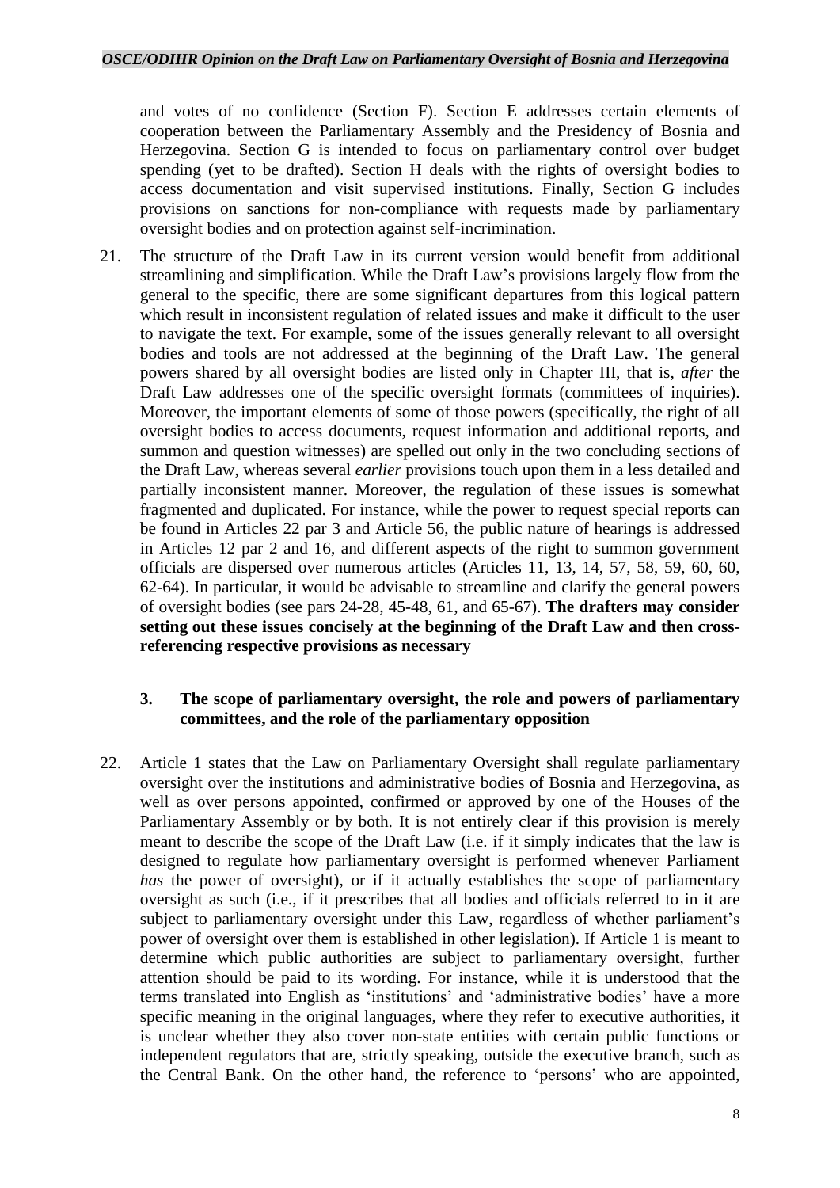and votes of no confidence (Section F). Section E addresses certain elements of cooperation between the Parliamentary Assembly and the Presidency of Bosnia and Herzegovina. Section G is intended to focus on parliamentary control over budget spending (yet to be drafted). Section H deals with the rights of oversight bodies to access documentation and visit supervised institutions. Finally, Section G includes provisions on sanctions for non-compliance with requests made by parliamentary oversight bodies and on protection against self-incrimination.

21. The structure of the Draft Law in its current version would benefit from additional streamlining and simplification. While the Draft Law's provisions largely flow from the general to the specific, there are some significant departures from this logical pattern which result in inconsistent regulation of related issues and make it difficult to the user to navigate the text. For example, some of the issues generally relevant to all oversight bodies and tools are not addressed at the beginning of the Draft Law. The general powers shared by all oversight bodies are listed only in Chapter III, that is, *after* the Draft Law addresses one of the specific oversight formats (committees of inquiries). Moreover, the important elements of some of those powers (specifically, the right of all oversight bodies to access documents, request information and additional reports, and summon and question witnesses) are spelled out only in the two concluding sections of the Draft Law, whereas several *earlier* provisions touch upon them in a less detailed and partially inconsistent manner. Moreover, the regulation of these issues is somewhat fragmented and duplicated. For instance, while the power to request special reports can be found in Articles 22 par 3 and Article 56, the public nature of hearings is addressed in Articles 12 par 2 and 16, and different aspects of the right to summon government officials are dispersed over numerous articles (Articles 11, 13, 14, 57, 58, 59, 60, 60, 62-64). In particular, it would be advisable to streamline and clarify the general powers of oversight bodies (see pars 24-28, 45-48, 61, and 65-67). **The drafters may consider setting out these issues concisely at the beginning of the Draft Law and then cross-referencing respective provisions as necessary**

### 3. The scope of parliamentary oversight, the role and powers of parliamentary committees, and the role of the parliamentary opposition

22. Article 1 states that the Law on Parliamentary Oversight shall regulate parliamentary oversight over the institutions and administrative bodies of Bosnia and Herzegovina, as well as over persons appointed, confirmed or approved by one of the Houses of the Parliamentary Assembly or by both. It is not entirely clear if this provision is merely meant to describe the scope of the Draft Law (i.e. if it simply indicates that the law is designed to regulate how parliamentary oversight is performed whenever Parliament *has* the power of oversight), or if it actually establishes the scope of parliamentary oversight as such (i.e., if it prescribes that all bodies and officials referred to in it are subject to parliamentary oversight under this Law, regardless of whether parliament's power of oversight over them is established in other legislation). If Article 1 is meant to determine which public authorities are subject to parliamentary oversight, further attention should be paid to its wording. For instance, while it is understood that the terms translated into English as 'institutions' and 'administrative bodies' have a more specific meaning in the original languages, where they refer to executive authorities, it is unclear whether they also cover non-state entities with certain public functions or independent regulators that are, strictly speaking, outside the executive branch, such as the Central Bank. On the other hand, the reference to 'persons' who are appointed,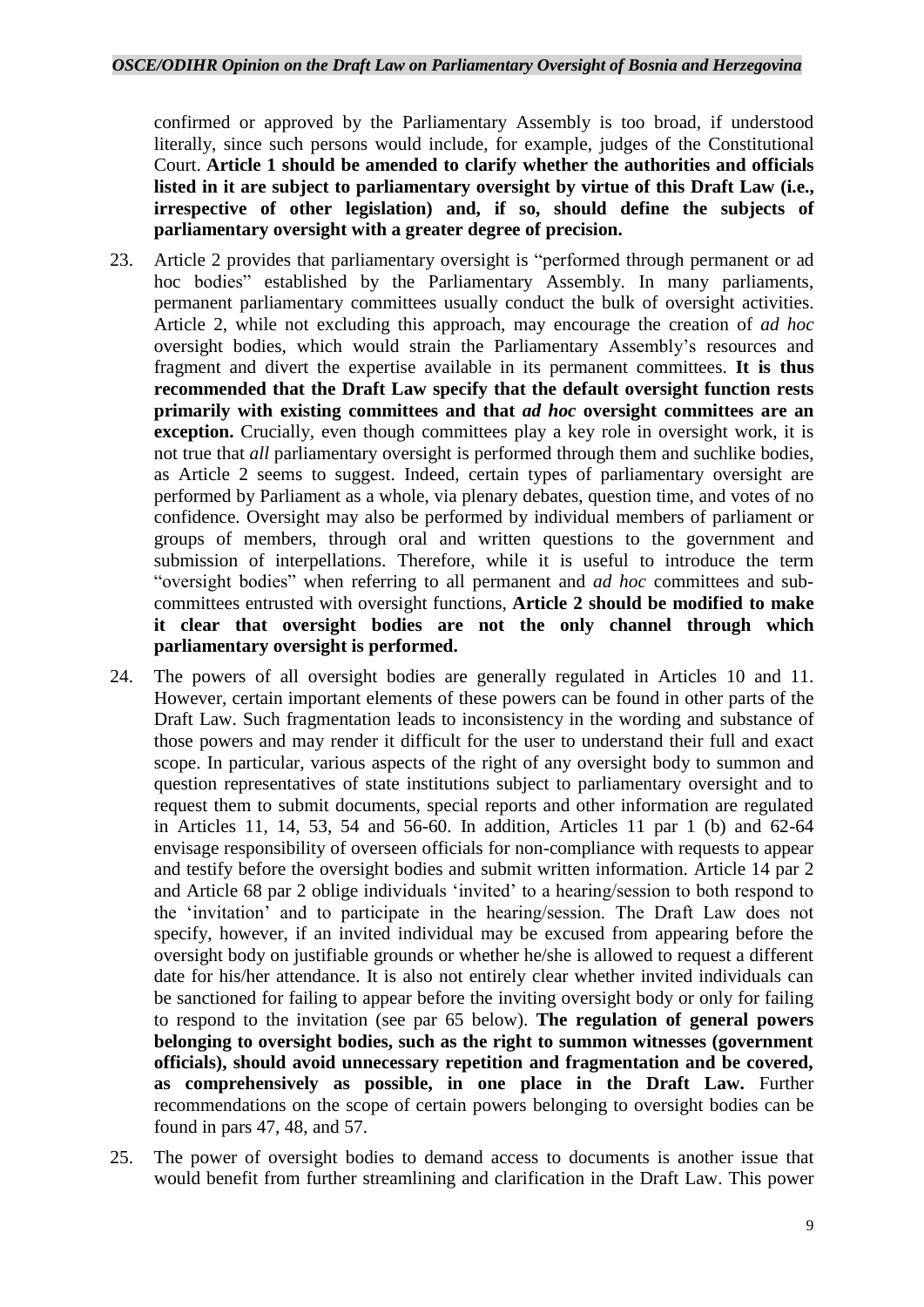confirmed or approved by the Parliamentary Assembly is too broad, if understood literally, since such persons would include, for example, judges of the Constitutional Court. **Article 1 should be amended to clarify whether the authorities and officials listed in it are subject to parliamentary oversight by virtue of this Draft Law (i.e., irrespective of other legislation) and, if so, should define the subjects of parliamentary oversight with a greater degree of precision.**

23. Article 2 provides that parliamentary oversight is "performed through permanent or ad hoc bodies" established by the Parliamentary Assembly. In many parliaments, permanent parliamentary committees usually conduct the bulk of oversight activities. Article 2, while not excluding this approach, may encourage the creation of *ad hoc* oversight bodies, which would strain the Parliamentary Assembly's resources and fragment and divert the expertise available in its permanent committees. **It is thus recommended that the Draft Law specify that the default oversight function rests primarily with existing committees and that *ad hoc* oversight committees are an exception.** Crucially, even though committees play a key role in oversight work, it is not true that *all* parliamentary oversight is performed through them and suchlike bodies, as Article 2 seems to suggest. Indeed, certain types of parliamentary oversight are performed by Parliament as a whole, via plenary debates, question time, and votes of no confidence. Oversight may also be performed by individual members of parliament or groups of members, through oral and written questions to the government and submission of interpellations. Therefore, while it is useful to introduce the term "oversight bodies" when referring to all permanent and *ad hoc* committees and sub-committees entrusted with oversight functions, **Article 2 should be modified to make it clear that oversight bodies are not the only channel through which parliamentary oversight is performed.**

24. The powers of all oversight bodies are generally regulated in Articles 10 and 11. However, certain important elements of these powers can be found in other parts of the Draft Law. Such fragmentation leads to inconsistency in the wording and substance of those powers and may render it difficult for the user to understand their full and exact scope. In particular, various aspects of the right of any oversight body to summon and question representatives of state institutions subject to parliamentary oversight and to request them to submit documents, special reports and other information are regulated in Articles 11, 14, 53, 54 and 56-60. In addition, Articles 11 par 1 (b) and 62-64 envisage responsibility of overseen officials for non-compliance with requests to appear and testify before the oversight bodies and submit written information. Article 14 par 2 and Article 68 par 2 oblige individuals 'invited' to a hearing/session to both respond to the 'invitation' and to participate in the hearing/session. The Draft Law does not specify, however, if an invited individual may be excused from appearing before the oversight body on justifiable grounds or whether he/she is allowed to request a different date for his/her attendance. It is also not entirely clear whether invited individuals can be sanctioned for failing to appear before the inviting oversight body or only for failing to respond to the invitation (see par 65 below). **The regulation of general powers belonging to oversight bodies, such as the right to summon witnesses (government officials), should avoid unnecessary repetition and fragmentation and be covered, as comprehensively as possible, in one place in the Draft Law.** Further recommendations on the scope of certain powers belonging to oversight bodies can be found in pars 47, 48, and 57.

25. The power of oversight bodies to demand access to documents is another issue that would benefit from further streamlining and clarification in the Draft Law. This power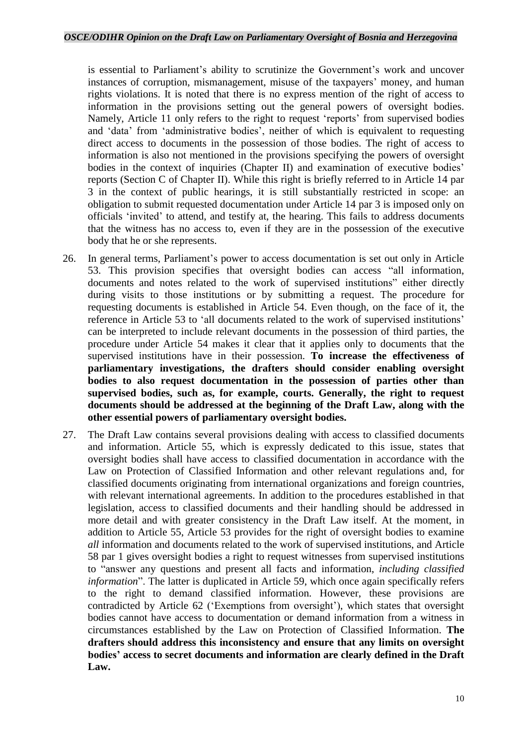is essential to Parliament's ability to scrutinize the Government's work and uncover instances of corruption, mismanagement, misuse of the taxpayers' money, and human rights violations. It is noted that there is no express mention of the right of access to information in the provisions setting out the general powers of oversight bodies. Namely, Article 11 only refers to the right to request 'reports' from supervised bodies and 'data' from 'administrative bodies', neither of which is equivalent to requesting direct access to documents in the possession of those bodies. The right of access to information is also not mentioned in the provisions specifying the powers of oversight bodies in the context of inquiries (Chapter II) and examination of executive bodies' reports (Section C of Chapter II). While this right is briefly referred to in Article 14 par 3 in the context of public hearings, it is still substantially restricted in scope: an obligation to submit requested documentation under Article 14 par 3 is imposed only on officials 'invited' to attend, and testify at, the hearing. This fails to address documents that the witness has no access to, even if they are in the possession of the executive body that he or she represents.

26. In general terms, Parliament's power to access documentation is set out only in Article 53. This provision specifies that oversight bodies can access "all information, documents and notes related to the work of supervised institutions" either directly during visits to those institutions or by submitting a request. The procedure for requesting documents is established in Article 54. Even though, on the face of it, the reference in Article 53 to 'all documents related to the work of supervised institutions' can be interpreted to include relevant documents in the possession of third parties, the procedure under Article 54 makes it clear that it applies only to documents that the supervised institutions have in their possession. **To increase the effectiveness of parliamentary investigations, the drafters should consider enabling oversight bodies to also request documentation in the possession of parties other than supervised bodies, such as, for example, courts. Generally, the right to request documents should be addressed at the beginning of the Draft Law, along with the other essential powers of parliamentary oversight bodies.**

27. The Draft Law contains several provisions dealing with access to classified documents and information. Article 55, which is expressly dedicated to this issue, states that oversight bodies shall have access to classified documentation in accordance with the Law on Protection of Classified Information and other relevant regulations and, for classified documents originating from international organizations and foreign countries, with relevant international agreements. In addition to the procedures established in that legislation, access to classified documents and their handling should be addressed in more detail and with greater consistency in the Draft Law itself. At the moment, in addition to Article 55, Article 53 provides for the right of oversight bodies to examine *all* information and documents related to the work of supervised institutions, and Article 58 par 1 gives oversight bodies a right to request witnesses from supervised institutions to "answer any questions and present all facts and information, *including classified information*". The latter is duplicated in Article 59, which once again specifically refers to the right to demand classified information. However, these provisions are contradicted by Article 62 ('Exemptions from oversight'), which states that oversight bodies cannot have access to documentation or demand information from a witness in circumstances established by the Law on Protection of Classified Information. **The drafters should address this inconsistency and ensure that any limits on oversight bodies' access to secret documents and information are clearly defined in the Draft Law.**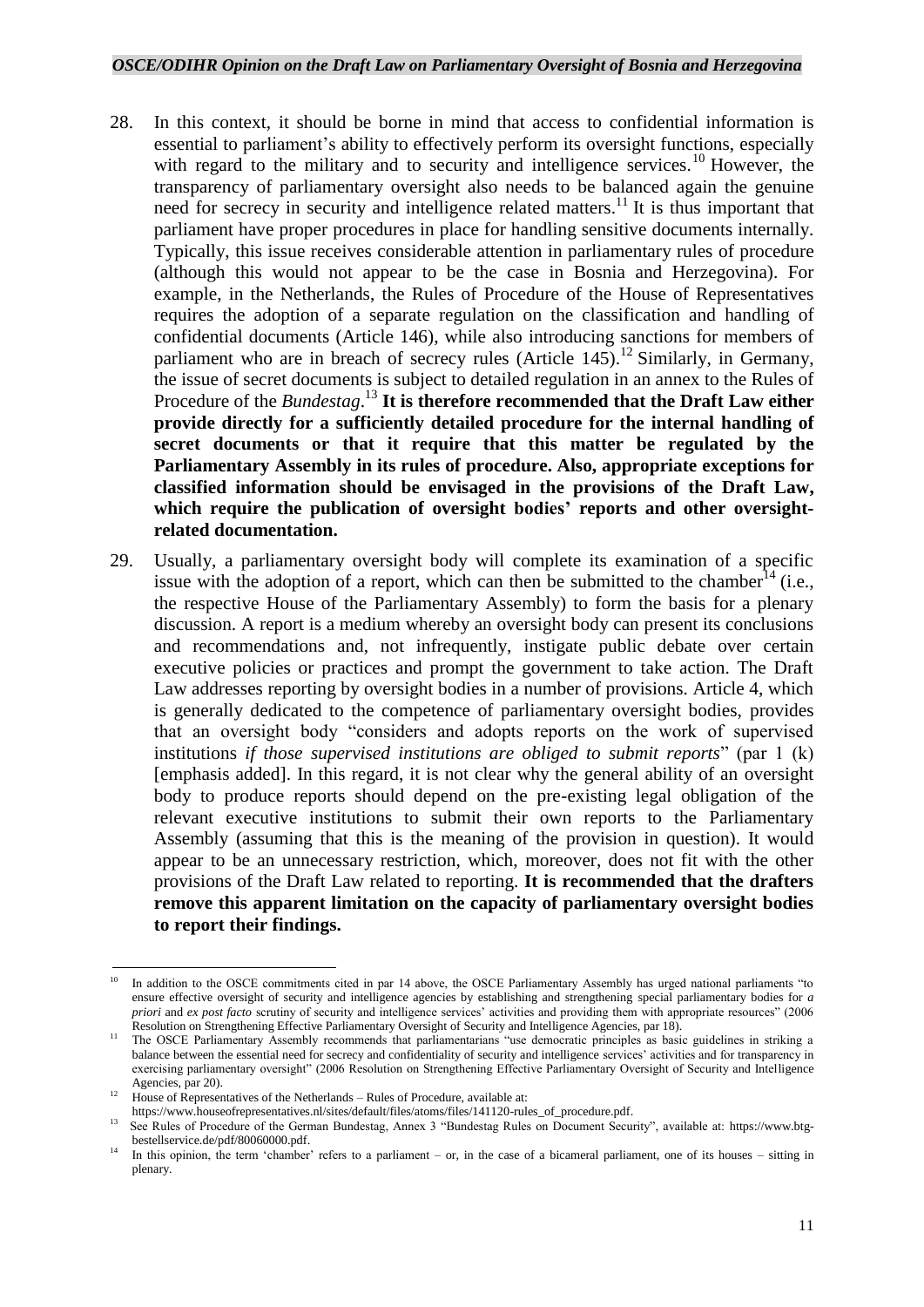28. In this context, it should be borne in mind that access to confidential information is essential to parliament's ability to effectively perform its oversight functions, especially with regard to the military and to security and intelligence services.[10] However, the transparency of parliamentary oversight also needs to be balanced again the genuine need for secrecy in security and intelligence related matters.[11] It is thus important that parliament have proper procedures in place for handling sensitive documents internally. Typically, this issue receives considerable attention in parliamentary rules of procedure (although this would not appear to be the case in Bosnia and Herzegovina). For example, in the Netherlands, the Rules of Procedure of the House of Representatives requires the adoption of a separate regulation on the classification and handling of confidential documents (Article 146), while also introducing sanctions for members of parliament who are in breach of secrecy rules (Article 145).[12] Similarly, in Germany, the issue of secret documents is subject to detailed regulation in an annex to the Rules of Procedure of the *Bundestag*.[13] **It is therefore recommended that the Draft Law either provide directly for a sufficiently detailed procedure for the internal handling of secret documents or that it require that this matter be regulated by the Parliamentary Assembly in its rules of procedure. Also, appropriate exceptions for classified information should be envisaged in the provisions of the Draft Law, which require the publication of oversight bodies' reports and other oversight-related documentation.**

29. Usually, a parliamentary oversight body will complete its examination of a specific issue with the adoption of a report, which can then be submitted to the chamber[14] (i.e., the respective House of the Parliamentary Assembly) to form the basis for a plenary discussion. A report is a medium whereby an oversight body can present its conclusions and recommendations and, not infrequently, instigate public debate over certain executive policies or practices and prompt the government to take action. The Draft Law addresses reporting by oversight bodies in a number of provisions. Article 4, which is generally dedicated to the competence of parliamentary oversight bodies, provides that an oversight body "considers and adopts reports on the work of supervised institutions *if those supervised institutions are obliged to submit reports*" (par 1 (k) [emphasis added]. In this regard, it is not clear why the general ability of an oversight body to produce reports should depend on the pre-existing legal obligation of the relevant executive institutions to submit their own reports to the Parliamentary Assembly (assuming that this is the meaning of the provision in question). It would appear to be an unnecessary restriction, which, moreover, does not fit with the other provisions of the Draft Law related to reporting. **It is recommended that the drafters remove this apparent limitation on the capacity of parliamentary oversight bodies to report their findings.**

---

[10] In addition to the OSCE commitments cited in par 14 above, the OSCE Parliamentary Assembly has urged national parliaments "to ensure effective oversight of security and intelligence agencies by establishing and strengthening special parliamentary bodies for *a priori* and *ex post facto* scrutiny of security and intelligence services' activities and providing them with appropriate resources" (2006 Resolution on Strengthening Effective Parliamentary Oversight of Security and Intelligence Agencies, par 18).

[11] The OSCE Parliamentary Assembly recommends that parliamentarians "use democratic principles as basic guidelines in striking a balance between the essential need for secrecy and confidentiality of security and intelligence services' activities and for transparency in exercising parliamentary oversight" (2006 Resolution on Strengthening Effective Parliamentary Oversight of Security and Intelligence Agencies, par 20).

[12] House of Representatives of the Netherlands – Rules of Procedure, available at: https://www.houseofrepresentatives.nl/sites/default/files/atoms/files/141120-rules_of_procedure.pdf.

[13] See Rules of Procedure of the German Bundestag, Annex 3 "Bundestag Rules on Document Security", available at: https://www.btg-bestellservice.de/pdf/80060000.pdf.

[14] In this opinion, the term 'chamber' refers to a parliament – or, in the case of a bicameral parliament, one of its houses – sitting in plenary.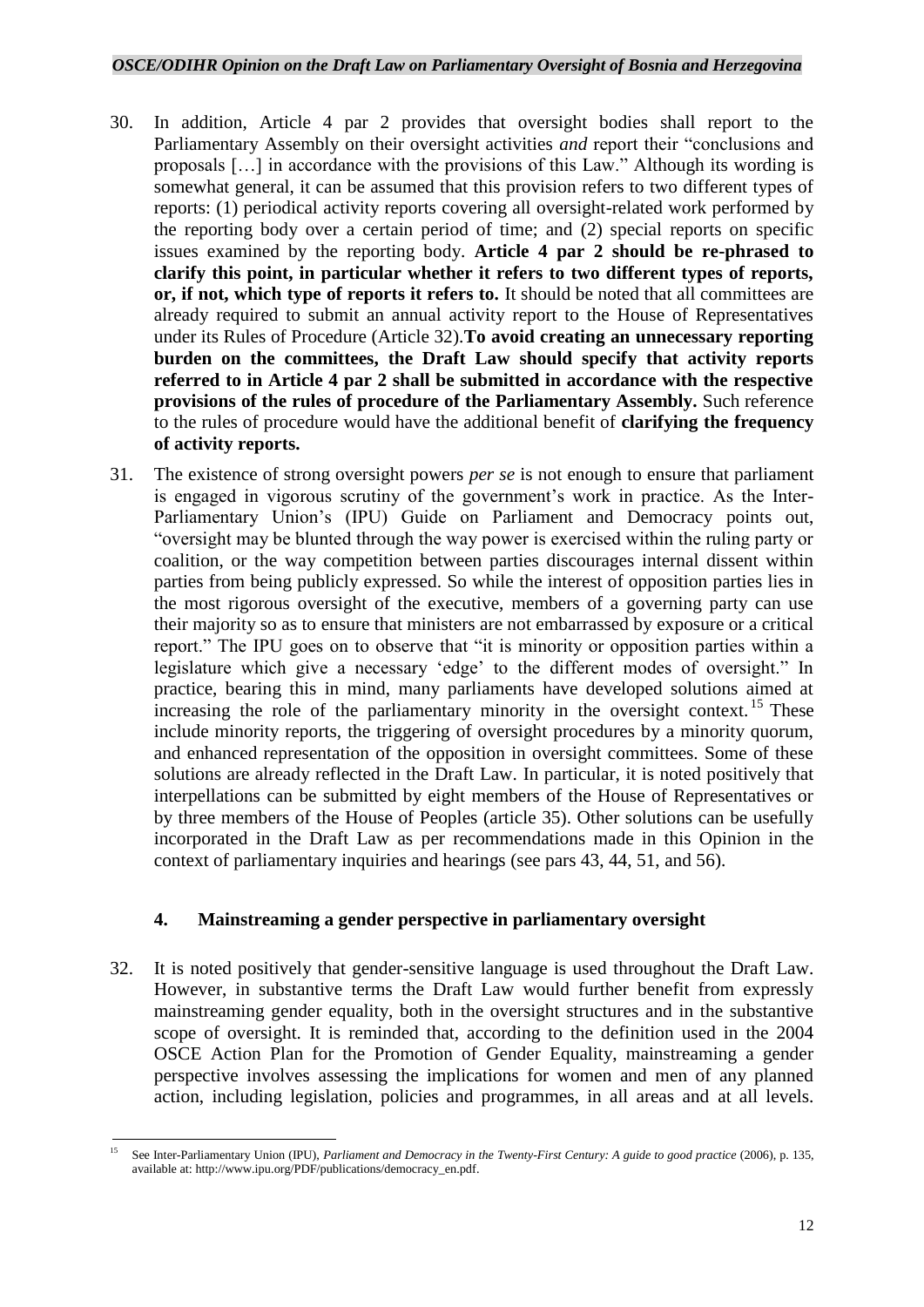30. In addition, Article 4 par 2 provides that oversight bodies shall report to the Parliamentary Assembly on their oversight activities *and* report their "conclusions and proposals […] in accordance with the provisions of this Law." Although its wording is somewhat general, it can be assumed that this provision refers to two different types of reports: (1) periodical activity reports covering all oversight-related work performed by the reporting body over a certain period of time; and (2) special reports on specific issues examined by the reporting body. **Article 4 par 2 should be re-phrased to clarify this point, in particular whether it refers to two different types of reports, or, if not, which type of reports it refers to.** It should be noted that all committees are already required to submit an annual activity report to the House of Representatives under its Rules of Procedure (Article 32).**To avoid creating an unnecessary reporting burden on the committees, the Draft Law should specify that activity reports referred to in Article 4 par 2 shall be submitted in accordance with the respective provisions of the rules of procedure of the Parliamentary Assembly.** Such reference to the rules of procedure would have the additional benefit of **clarifying the frequency of activity reports.**

31. The existence of strong oversight powers *per se* is not enough to ensure that parliament is engaged in vigorous scrutiny of the government's work in practice. As the Inter-Parliamentary Union's (IPU) Guide on Parliament and Democracy points out, "oversight may be blunted through the way power is exercised within the ruling party or coalition, or the way competition between parties discourages internal dissent within parties from being publicly expressed. So while the interest of opposition parties lies in the most rigorous oversight of the executive, members of a governing party can use their majority so as to ensure that ministers are not embarrassed by exposure or a critical report." The IPU goes on to observe that "it is minority or opposition parties within a legislature which give a necessary 'edge' to the different modes of oversight." In practice, bearing this in mind, many parliaments have developed solutions aimed at increasing the role of the parliamentary minority in the oversight context.[15] These include minority reports, the triggering of oversight procedures by a minority quorum, and enhanced representation of the opposition in oversight committees. Some of these solutions are already reflected in the Draft Law. In particular, it is noted positively that interpellations can be submitted by eight members of the House of Representatives or by three members of the House of Peoples (article 35). Other solutions can be usefully incorporated in the Draft Law as per recommendations made in this Opinion in the context of parliamentary inquiries and hearings (see pars 43, 44, 51, and 56).

### 4. Mainstreaming a gender perspective in parliamentary oversight

32. It is noted positively that gender-sensitive language is used throughout the Draft Law. However, in substantive terms the Draft Law would further benefit from expressly mainstreaming gender equality, both in the oversight structures and in the substantive scope of oversight. It is reminded that, according to the definition used in the 2004 OSCE Action Plan for the Promotion of Gender Equality, mainstreaming a gender perspective involves assessing the implications for women and men of any planned action, including legislation, policies and programmes, in all areas and at all levels.

---

[15] See Inter-Parliamentary Union (IPU), *Parliament and Democracy in the Twenty-First Century: A guide to good practice* (2006), p. 135, available at: http://www.ipu.org/PDF/publications/democracy_en.pdf.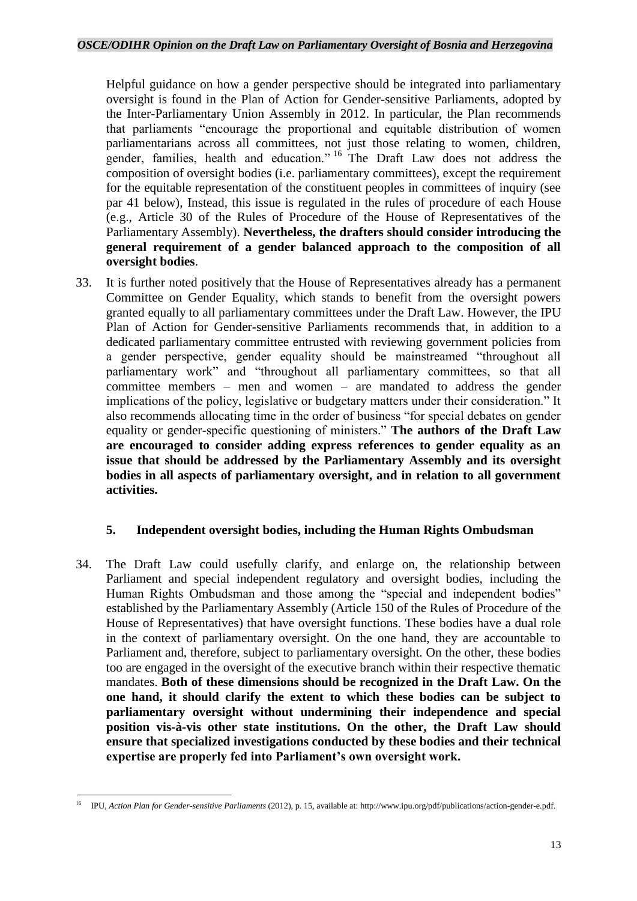Helpful guidance on how a gender perspective should be integrated into parliamentary oversight is found in the Plan of Action for Gender-sensitive Parliaments, adopted by the Inter-Parliamentary Union Assembly in 2012. In particular, the Plan recommends that parliaments "encourage the proportional and equitable distribution of women parliamentarians across all committees, not just those relating to women, children, gender, families, health and education."[16] The Draft Law does not address the composition of oversight bodies (i.e. parliamentary committees), except the requirement for the equitable representation of the constituent peoples in committees of inquiry (see par 41 below), Instead, this issue is regulated in the rules of procedure of each House (e.g., Article 30 of the Rules of Procedure of the House of Representatives of the Parliamentary Assembly). **Nevertheless, the drafters should consider introducing the general requirement of a gender balanced approach to the composition of all oversight bodies**.

33. It is further noted positively that the House of Representatives already has a permanent Committee on Gender Equality, which stands to benefit from the oversight powers granted equally to all parliamentary committees under the Draft Law. However, the IPU Plan of Action for Gender-sensitive Parliaments recommends that, in addition to a dedicated parliamentary committee entrusted with reviewing government policies from a gender perspective, gender equality should be mainstreamed "throughout all parliamentary work" and "throughout all parliamentary committees, so that all committee members – men and women – are mandated to address the gender implications of the policy, legislative or budgetary matters under their consideration." It also recommends allocating time in the order of business "for special debates on gender equality or gender-specific questioning of ministers." **The authors of the Draft Law are encouraged to consider adding express references to gender equality as an issue that should be addressed by the Parliamentary Assembly and its oversight bodies in all aspects of parliamentary oversight, and in relation to all government activities.**

### 5. Independent oversight bodies, including the Human Rights Ombudsman

34. The Draft Law could usefully clarify, and enlarge on, the relationship between Parliament and special independent regulatory and oversight bodies, including the Human Rights Ombudsman and those among the "special and independent bodies" established by the Parliamentary Assembly (Article 150 of the Rules of Procedure of the House of Representatives) that have oversight functions. These bodies have a dual role in the context of parliamentary oversight. On the one hand, they are accountable to Parliament and, therefore, subject to parliamentary oversight. On the other, these bodies too are engaged in the oversight of the executive branch within their respective thematic mandates. **Both of these dimensions should be recognized in the Draft Law. On the one hand, it should clarify the extent to which these bodies can be subject to parliamentary oversight without undermining their independence and special position vis-à-vis other state institutions. On the other, the Draft Law should ensure that specialized investigations conducted by these bodies and their technical expertise are properly fed into Parliament's own oversight work.**

---

[16] IPU, *Action Plan for Gender-sensitive Parliaments* (2012), p. 15, available at: http://www.ipu.org/pdf/publications/action-gender-e.pdf.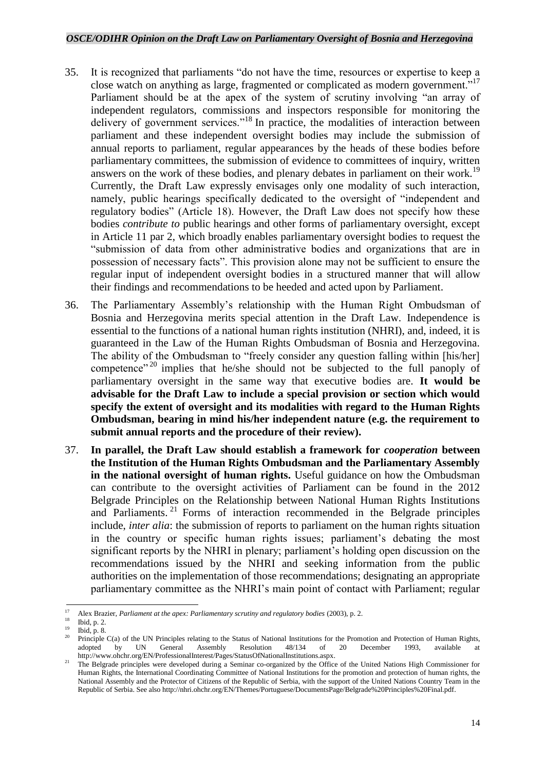35. It is recognized that parliaments "do not have the time, resources or expertise to keep a close watch on anything as large, fragmented or complicated as modern government."[17] Parliament should be at the apex of the system of scrutiny involving "an array of independent regulators, commissions and inspectors responsible for monitoring the delivery of government services."[18] In practice, the modalities of interaction between parliament and these independent oversight bodies may include the submission of annual reports to parliament, regular appearances by the heads of these bodies before parliamentary committees, the submission of evidence to committees of inquiry, written answers on the work of these bodies, and plenary debates in parliament on their work.[19] Currently, the Draft Law expressly envisages only one modality of such interaction, namely, public hearings specifically dedicated to the oversight of "independent and regulatory bodies" (Article 18). However, the Draft Law does not specify how these bodies *contribute to* public hearings and other forms of parliamentary oversight, except in Article 11 par 2, which broadly enables parliamentary oversight bodies to request the "submission of data from other administrative bodies and organizations that are in possession of necessary facts". This provision alone may not be sufficient to ensure the regular input of independent oversight bodies in a structured manner that will allow their findings and recommendations to be heeded and acted upon by Parliament.

36. The Parliamentary Assembly's relationship with the Human Right Ombudsman of Bosnia and Herzegovina merits special attention in the Draft Law. Independence is essential to the functions of a national human rights institution (NHRI), and, indeed, it is guaranteed in the Law of the Human Rights Ombudsman of Bosnia and Herzegovina. The ability of the Ombudsman to "freely consider any question falling within [his/her] competence"[20] implies that he/she should not be subjected to the full panoply of parliamentary oversight in the same way that executive bodies are. **It would be advisable for the Draft Law to include a special provision or section which would specify the extent of oversight and its modalities with regard to the Human Rights Ombudsman, bearing in mind his/her independent nature (e.g. the requirement to submit annual reports and the procedure of their review).**

37. **In parallel, the Draft Law should establish a framework for *cooperation* between the Institution of the Human Rights Ombudsman and the Parliamentary Assembly in the national oversight of human rights.** Useful guidance on how the Ombudsman can contribute to the oversight activities of Parliament can be found in the 2012 Belgrade Principles on the Relationship between National Human Rights Institutions and Parliaments.[21] Forms of interaction recommended in the Belgrade principles include, *inter alia*: the submission of reports to parliament on the human rights situation in the country or specific human rights issues; parliament's debating the most significant reports by the NHRI in plenary; parliament's holding open discussion on the recommendations issued by the NHRI and seeking information from the public authorities on the implementation of those recommendations; designating an appropriate parliamentary committee as the NHRI's main point of contact with Parliament; regular

---

[17] Alex Brazier, *Parliament at the apex: Parliamentary scrutiny and regulatory bodies* (2003), p. 2.

[18] Ibid, p. 2.

[19] Ibid, p. 8.

[20] Principle C(a) of the UN Principles relating to the Status of National Institutions for the Promotion and Protection of Human Rights, adopted by UN General Assembly Resolution 48/134 of 20 December 1993, available at http://www.ohchr.org/EN/ProfessionalInterest/Pages/StatusOfNationalInstitutions.aspx.

[21] The Belgrade principles were developed during a Seminar co-organized by the Office of the United Nations High Commissioner for Human Rights, the International Coordinating Committee of National Institutions for the promotion and protection of human rights, the National Assembly and the Protector of Citizens of the Republic of Serbia, with the support of the United Nations Country Team in the Republic of Serbia. See also http://nhri.ohchr.org/EN/Themes/Portuguese/DocumentsPage/Belgrade%20Principles%20Final.pdf.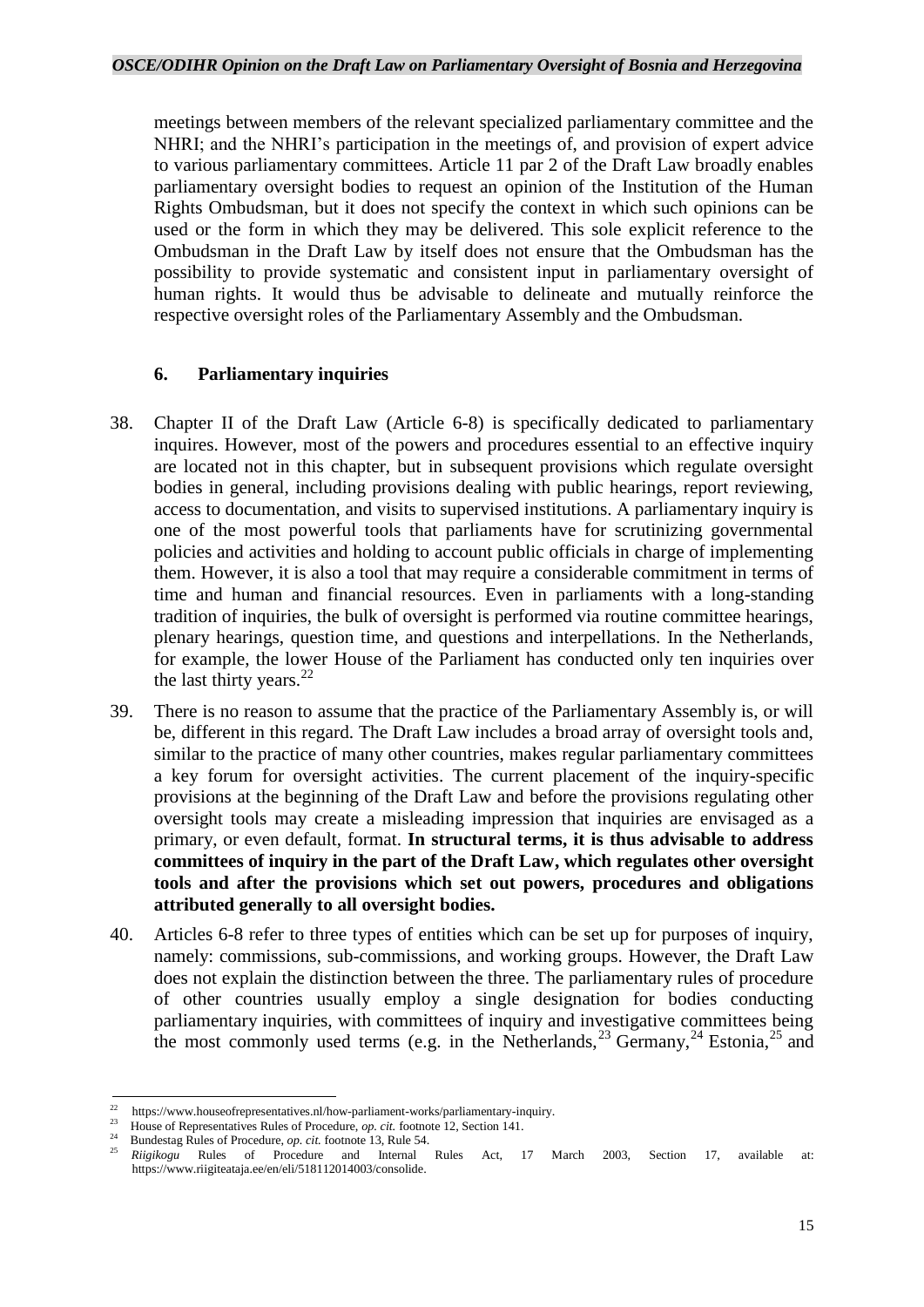meetings between members of the relevant specialized parliamentary committee and the NHRI; and the NHRI's participation in the meetings of, and provision of expert advice to various parliamentary committees. Article 11 par 2 of the Draft Law broadly enables parliamentary oversight bodies to request an opinion of the Institution of the Human Rights Ombudsman, but it does not specify the context in which such opinions can be used or the form in which they may be delivered. This sole explicit reference to the Ombudsman in the Draft Law by itself does not ensure that the Ombudsman has the possibility to provide systematic and consistent input in parliamentary oversight of human rights. It would thus be advisable to delineate and mutually reinforce the respective oversight roles of the Parliamentary Assembly and the Ombudsman.

### 6. Parliamentary inquiries

38. Chapter II of the Draft Law (Article 6-8) is specifically dedicated to parliamentary inquires. However, most of the powers and procedures essential to an effective inquiry are located not in this chapter, but in subsequent provisions which regulate oversight bodies in general, including provisions dealing with public hearings, report reviewing, access to documentation, and visits to supervised institutions. A parliamentary inquiry is one of the most powerful tools that parliaments have for scrutinizing governmental policies and activities and holding to account public officials in charge of implementing them. However, it is also a tool that may require a considerable commitment in terms of time and human and financial resources. Even in parliaments with a long-standing tradition of inquiries, the bulk of oversight is performed via routine committee hearings, plenary hearings, question time, and questions and interpellations. In the Netherlands, for example, the lower House of the Parliament has conducted only ten inquiries over the last thirty years.[22]

39. There is no reason to assume that the practice of the Parliamentary Assembly is, or will be, different in this regard. The Draft Law includes a broad array of oversight tools and, similar to the practice of many other countries, makes regular parliamentary committees a key forum for oversight activities. The current placement of the inquiry-specific provisions at the beginning of the Draft Law and before the provisions regulating other oversight tools may create a misleading impression that inquiries are envisaged as a primary, or even default, format. **In structural terms, it is thus advisable to address committees of inquiry in the part of the Draft Law, which regulates other oversight tools and after the provisions which set out powers, procedures and obligations attributed generally to all oversight bodies.**

40. Articles 6-8 refer to three types of entities which can be set up for purposes of inquiry, namely: commissions, sub-commissions, and working groups. However, the Draft Law does not explain the distinction between the three. The parliamentary rules of procedure of other countries usually employ a single designation for bodies conducting parliamentary inquiries, with committees of inquiry and investigative committees being the most commonly used terms (e.g. in the Netherlands,[23] Germany,[24] Estonia,[25] and

---

[22] https://www.houseofrepresentatives.nl/how-parliament-works/parliamentary-inquiry.

[23] House of Representatives Rules of Procedure, *op. cit.* footnote 12, Section 141.

[24] Bundestag Rules of Procedure, *op. cit.* footnote 13, Rule 54.

[25] *Riigikogu* Rules of Procedure and Internal Rules Act, 17 March 2003, Section 17, available at: https://www.riigiteataja.ee/en/eli/518112014003/consolide.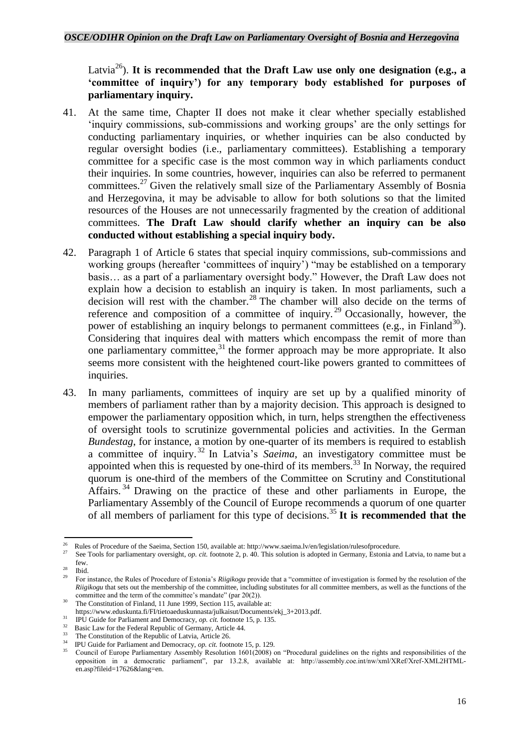Latvia[26]). **It is recommended that the Draft Law use only one designation (e.g., a 'committee of inquiry') for any temporary body established for purposes of parliamentary inquiry.**

41. At the same time, Chapter II does not make it clear whether specially established 'inquiry commissions, sub-commissions and working groups' are the only settings for conducting parliamentary inquiries, or whether inquiries can be also conducted by regular oversight bodies (i.e., parliamentary committees). Establishing a temporary committee for a specific case is the most common way in which parliaments conduct their inquiries. In some countries, however, inquiries can also be referred to permanent committees.[27] Given the relatively small size of the Parliamentary Assembly of Bosnia and Herzegovina, it may be advisable to allow for both solutions so that the limited resources of the Houses are not unnecessarily fragmented by the creation of additional committees. **The Draft Law should clarify whether an inquiry can be also conducted without establishing a special inquiry body.**

42. Paragraph 1 of Article 6 states that special inquiry commissions, sub-commissions and working groups (hereafter 'committees of inquiry') "may be established on a temporary basis… as a part of a parliamentary oversight body." However, the Draft Law does not explain how a decision to establish an inquiry is taken. In most parliaments, such a decision will rest with the chamber.[28] The chamber will also decide on the terms of reference and composition of a committee of inquiry.[29] Occasionally, however, the power of establishing an inquiry belongs to permanent committees (e.g., in Finland[30]). Considering that inquires deal with matters which encompass the remit of more than one parliamentary committee,[31] the former approach may be more appropriate. It also seems more consistent with the heightened court-like powers granted to committees of inquiries.

43. In many parliaments, committees of inquiry are set up by a qualified minority of members of parliament rather than by a majority decision. This approach is designed to empower the parliamentary opposition which, in turn, helps strengthen the effectiveness of oversight tools to scrutinize governmental policies and activities. In the German *Bundestag*, for instance, a motion by one-quarter of its members is required to establish a committee of inquiry.[32] In Latvia's *Saeima*, an investigatory committee must be appointed when this is requested by one-third of its members.[33] In Norway, the required quorum is one-third of the members of the Committee on Scrutiny and Constitutional Affairs.[34] Drawing on the practice of these and other parliaments in Europe, the Parliamentary Assembly of the Council of Europe recommends a quorum of one quarter of all members of parliament for this type of decisions.[35] **It is recommended that the**

---

[26] Rules of Procedure of the Saeima, Section 150, available at: http://www.saeima.lv/en/legislation/rulesofprocedure.

[27] See Tools for parliamentary oversight, *op. cit.* footnote 2, p. 40. This solution is adopted in Germany, Estonia and Latvia, to name but a few.

[28] Ibid.

[29] For instance, the Rules of Procedure of Estonia's *Riigikogu* provide that a "committee of investigation is formed by the resolution of the *Riigikogu* that sets out the membership of the committee, including substitutes for all committee members, as well as the functions of the committee and the term of the committee's mandate" (par 20(2)).

[30] The Constitution of Finland, 11 June 1999, Section 115, available at: https://www.eduskunta.fi/FI/tietoaeduskunnasta/julkaisut/Documents/ekj_3+2013.pdf.

[31] IPU Guide for Parliament and Democracy, *op. cit.* footnote 15, p. 135.

[32] Basic Law for the Federal Republic of Germany, Article 44.

[33] The Constitution of the Republic of Latvia, Article 26.

[34] IPU Guide for Parliament and Democracy, *op. cit.* footnote 15, p. 129.

[35] Council of Europe Parliamentary Assembly Resolution 1601(2008) on "Procedural guidelines on the rights and responsibilities of the opposition in a democratic parliament", par 13.2.8, available at: http://assembly.coe.int/nw/xml/XRef/Xref-XML2HTML-en.asp?fileid=17626&lang=en.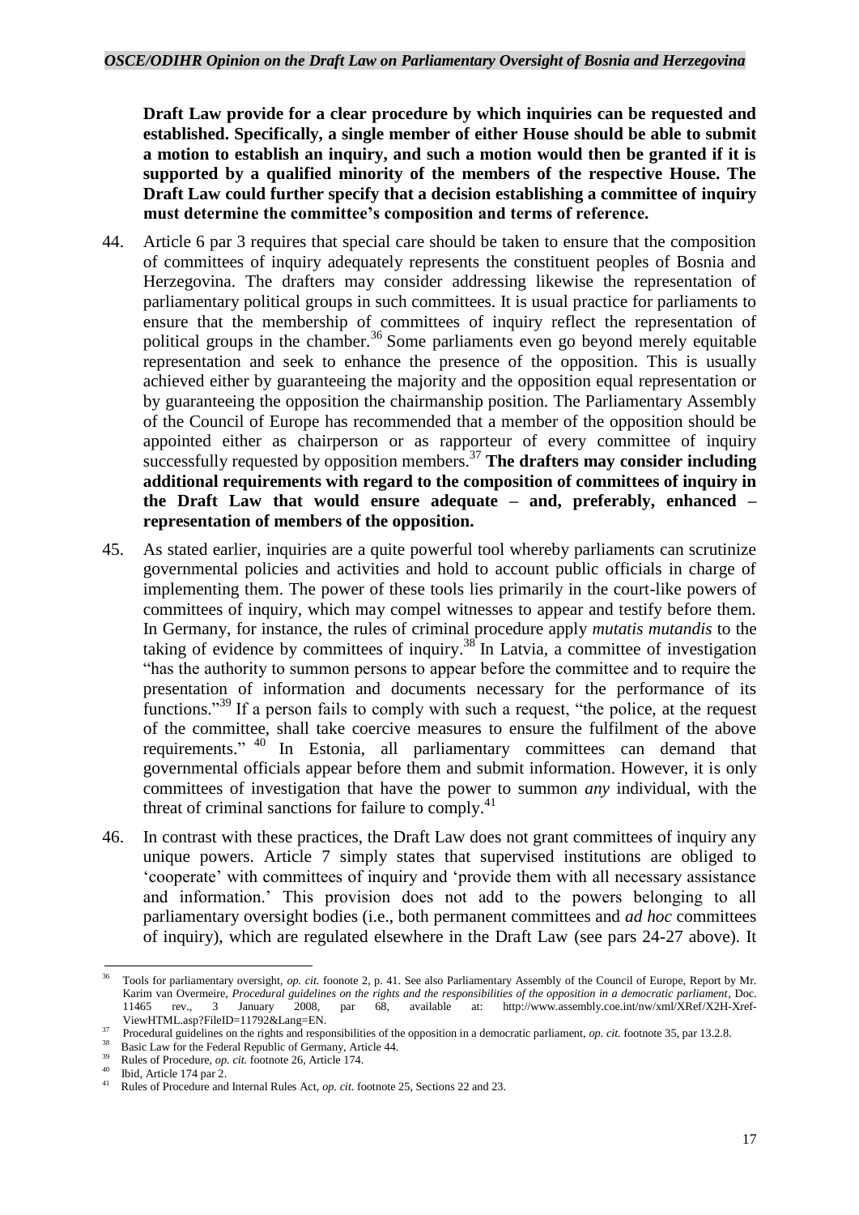**Draft Law provide for a clear procedure by which inquiries can be requested and established. Specifically, a single member of either House should be able to submit a motion to establish an inquiry, and such a motion would then be granted if it is supported by a qualified minority of the members of the respective House. The Draft Law could further specify that a decision establishing a committee of inquiry must determine the committee's composition and terms of reference.**

44. Article 6 par 3 requires that special care should be taken to ensure that the composition of committees of inquiry adequately represents the constituent peoples of Bosnia and Herzegovina. The drafters may consider addressing likewise the representation of parliamentary political groups in such committees. It is usual practice for parliaments to ensure that the membership of committees of inquiry reflect the representation of political groups in the chamber.[36] Some parliaments even go beyond merely equitable representation and seek to enhance the presence of the opposition. This is usually achieved either by guaranteeing the majority and the opposition equal representation or by guaranteeing the opposition the chairmanship position. The Parliamentary Assembly of the Council of Europe has recommended that a member of the opposition should be appointed either as chairperson or as rapporteur of every committee of inquiry successfully requested by opposition members.[37] **The drafters may consider including additional requirements with regard to the composition of committees of inquiry in the Draft Law that would ensure adequate – and, preferably, enhanced – representation of members of the opposition.**

45. As stated earlier, inquiries are a quite powerful tool whereby parliaments can scrutinize governmental policies and activities and hold to account public officials in charge of implementing them. The power of these tools lies primarily in the court-like powers of committees of inquiry, which may compel witnesses to appear and testify before them. In Germany, for instance, the rules of criminal procedure apply *mutatis mutandis* to the taking of evidence by committees of inquiry.[38] In Latvia, a committee of investigation "has the authority to summon persons to appear before the committee and to require the presentation of information and documents necessary for the performance of its functions."[39] If a person fails to comply with such a request, "the police, at the request of the committee, shall take coercive measures to ensure the fulfilment of the above requirements."[40] In Estonia, all parliamentary committees can demand that governmental officials appear before them and submit information. However, it is only committees of investigation that have the power to summon *any* individual, with the threat of criminal sanctions for failure to comply.[41]

46. In contrast with these practices, the Draft Law does not grant committees of inquiry any unique powers. Article 7 simply states that supervised institutions are obliged to 'cooperate' with committees of inquiry and 'provide them with all necessary assistance and information.' This provision does not add to the powers belonging to all parliamentary oversight bodies (i.e., both permanent committees and *ad hoc* committees of inquiry), which are regulated elsewhere in the Draft Law (see pars 24-27 above). It

---

[36] Tools for parliamentary oversight, *op. cit.* foonote 2, p. 41. See also Parliamentary Assembly of the Council of Europe, Report by Mr. Karim van Overmeire, *Procedural guidelines on the rights and the responsibilities of the opposition in a democratic parliament*, Doc. 11465 rev., 3 January 2008, par 68, available at: http://www.assembly.coe.int/nw/xml/XRef/X2H-Xref-ViewHTML.asp?FileID=11792&Lang=EN.

[37] Procedural guidelines on the rights and responsibilities of the opposition in a democratic parliament, *op. cit.* footnote 35, par 13.2.8.

[38] Basic Law for the Federal Republic of Germany, Article 44.

[39] Rules of Procedure, *op. cit.* footnote 26, Article 174.

[40] Ibid, Article 174 par 2.

[41] Rules of Procedure and Internal Rules Act, *op. cit.* footnote 25, Sections 22 and 23.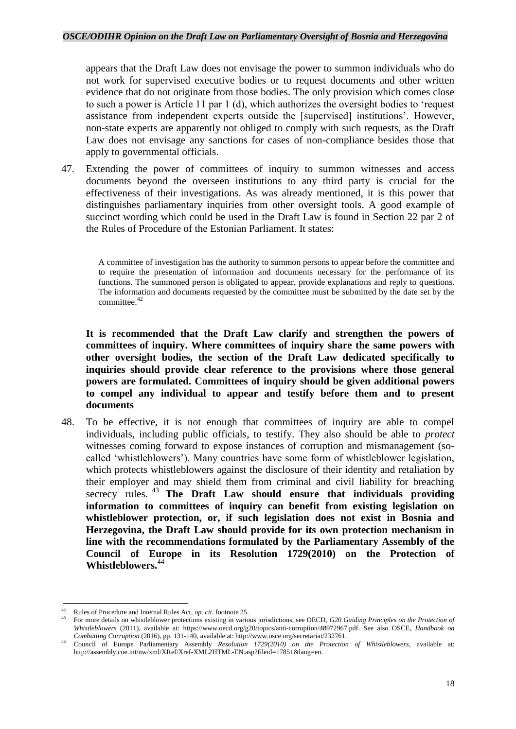appears that the Draft Law does not envisage the power to summon individuals who do not work for supervised executive bodies or to request documents and other written evidence that do not originate from those bodies. The only provision which comes close to such a power is Article 11 par 1 (d), which authorizes the oversight bodies to 'request assistance from independent experts outside the [supervised] institutions'. However, non-state experts are apparently not obliged to comply with such requests, as the Draft Law does not envisage any sanctions for cases of non-compliance besides those that apply to governmental officials.

47. Extending the power of committees of inquiry to summon witnesses and access documents beyond the overseen institutions to any third party is crucial for the effectiveness of their investigations. As was already mentioned, it is this power that distinguishes parliamentary inquiries from other oversight tools. A good example of succinct wording which could be used in the Draft Law is found in Section 22 par 2 of the Rules of Procedure of the Estonian Parliament. It states:

> A committee of investigation has the authority to summon persons to appear before the committee and to require the presentation of information and documents necessary for the performance of its functions. The summoned person is obligated to appear, provide explanations and reply to questions. The information and documents requested by the committee must be submitted by the date set by the committee.[42]

**It is recommended that the Draft Law clarify and strengthen the powers of committees of inquiry. Where committees of inquiry share the same powers with other oversight bodies, the section of the Draft Law dedicated specifically to inquiries should provide clear reference to the provisions where those general powers are formulated. Committees of inquiry should be given additional powers to compel any individual to appear and testify before them and to present documents**

48. To be effective, it is not enough that committees of inquiry are able to compel individuals, including public officials, to testify. They also should be able to *protect* witnesses coming forward to expose instances of corruption and mismanagement (so-called 'whistleblowers'). Many countries have some form of whistleblower legislation, which protects whistleblowers against the disclosure of their identity and retaliation by their employer and may shield them from criminal and civil liability for breaching secrecy rules.[43] **The Draft Law should ensure that individuals providing information to committees of inquiry can benefit from existing legislation on whistleblower protection, or, if such legislation does not exist in Bosnia and Herzegovina, the Draft Law should provide for its own protection mechanism in line with the recommendations formulated by the Parliamentary Assembly of the Council of Europe in its Resolution 1729(2010) on the Protection of Whistleblowers.**[44]

---

[42] Rules of Procedure and Internal Rules Act, *op. cit.* footnote 25.

[43] For more details on whistleblower protections existing in various jurisdictions, see OECD, *G20 Guiding Principles on the Protection of Whistleblowers* (2011), available at: https://www.oecd.org/g20/topics/anti-corruption/48972967.pdf. See also OSCE, *Handbook on Combatting Corruption* (2016), pp. 131-140, available at: http://www.osce.org/secretariat/232761.

[44] Council of Europe Parliamentary Assembly *Resolution 1729(2010) on the Protection of Whistleblowers*, available at: http://assembly.coe.int/nw/xml/XRef/Xref-XML2HTML-EN.asp?fileid=17851&lang=en.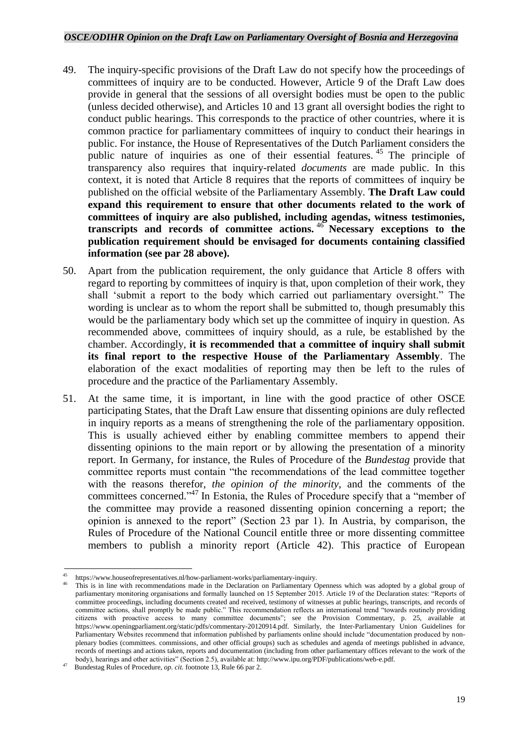49. The inquiry-specific provisions of the Draft Law do not specify how the proceedings of committees of inquiry are to be conducted. However, Article 9 of the Draft Law does provide in general that the sessions of all oversight bodies must be open to the public (unless decided otherwise), and Articles 10 and 13 grant all oversight bodies the right to conduct public hearings. This corresponds to the practice of other countries, where it is common practice for parliamentary committees of inquiry to conduct their hearings in public. For instance, the House of Representatives of the Dutch Parliament considers the public nature of inquiries as one of their essential features.[45] The principle of transparency also requires that inquiry-related *documents* are made public. In this context, it is noted that Article 8 requires that the reports of committees of inquiry be published on the official website of the Parliamentary Assembly. **The Draft Law could expand this requirement to ensure that other documents related to the work of committees of inquiry are also published, including agendas, witness testimonies, transcripts and records of committee actions.**[46] **Necessary exceptions to the publication requirement should be envisaged for documents containing classified information (see par 28 above).**

50. Apart from the publication requirement, the only guidance that Article 8 offers with regard to reporting by committees of inquiry is that, upon completion of their work, they shall 'submit a report to the body which carried out parliamentary oversight.' The wording is unclear as to whom the report shall be submitted to, though presumably this would be the parliamentary body which set up the committee of inquiry in question. As recommended above, committees of inquiry should, as a rule, be established by the chamber. Accordingly, **it is recommended that a committee of inquiry shall submit its final report to the respective House of the Parliamentary Assembly**. The elaboration of the exact modalities of reporting may then be left to the rules of procedure and the practice of the Parliamentary Assembly.

51. At the same time, it is important, in line with the good practice of other OSCE participating States, that the Draft Law ensure that dissenting opinions are duly reflected in inquiry reports as a means of strengthening the role of the parliamentary opposition. This is usually achieved either by enabling committee members to append their dissenting opinions to the main report or by allowing the presentation of a minority report. In Germany, for instance, the Rules of Procedure of the *Bundestag* provide that committee reports must contain "the recommendations of the lead committee together with the reasons therefor, *the opinion of the minority*, and the comments of the committees concerned."[47] In Estonia, the Rules of Procedure specify that a "member of the committee may provide a reasoned dissenting opinion concerning a report; the opinion is annexed to the report" (Section 23 par 1). In Austria, by comparison, the Rules of Procedure of the National Council entitle three or more dissenting committee members to publish a minority report (Article 42). This practice of European

---

[45] https://www.houseofrepresentatives.nl/how-parliament-works/parliamentary-inquiry.

[46] This is in line with recommendations made in the Declaration on Parliamentary Openness which was adopted by a global group of parliamentary monitoring organisations and formally launched on 15 September 2015. Article 19 of the Declaration states: "Reports of committee proceedings, including documents created and received, testimony of witnesses at public hearings, transcripts, and records of committee actions, shall promptly be made public." This recommendation reflects an international trend "towards routinely providing citizens with proactive access to many committee documents"; see the Provision Commentary, p. 25, available at https://www.openingparliament.org/static/pdfs/commentary-20120914.pdf. Similarly, the Inter-Parliamentary Union Guidelines for Parliamentary Websites recommend that information published by parliaments online should include "documentation produced by non-plenary bodies (committees. commissions, and other official groups) such as schedules and agenda of meetings published in advance, records of meetings and actions taken, reports and documentation (including from other parliamentary offices relevant to the work of the body), hearings and other activities" (Section 2.5), available at: http://www.ipu.org/PDF/publications/web-e.pdf.

[47] Bundestag Rules of Procedure, *op. cit.* footnote 13, Rule 66 par 2.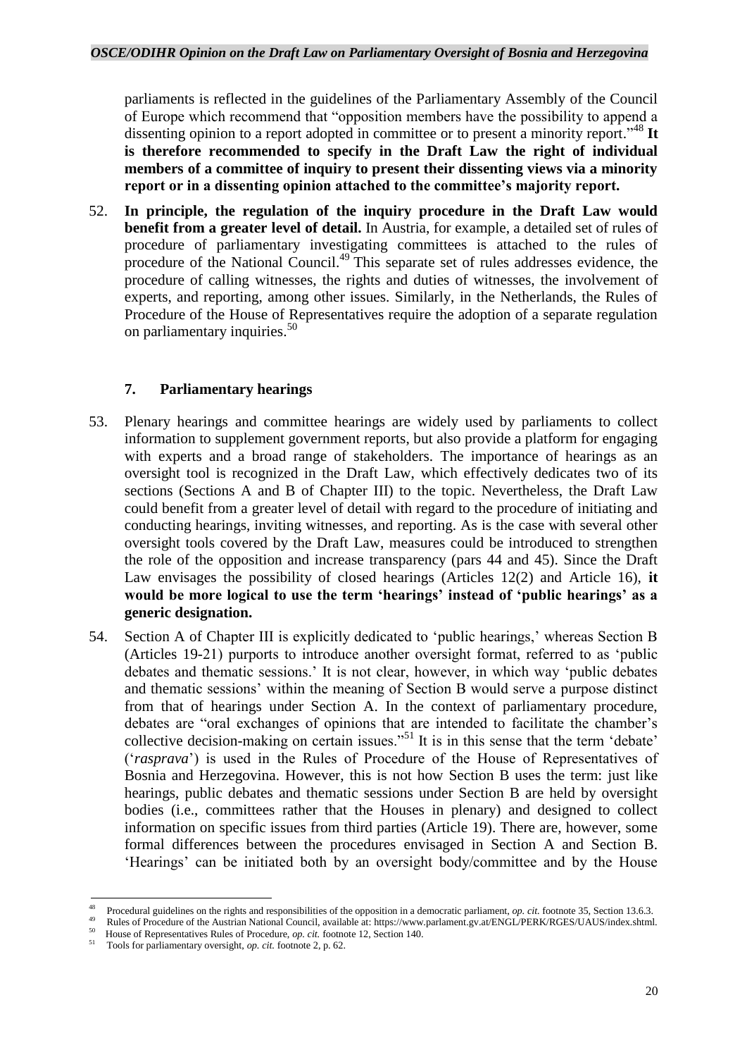parliaments is reflected in the guidelines of the Parliamentary Assembly of the Council of Europe which recommend that "opposition members have the possibility to append a dissenting opinion to a report adopted in committee or to present a minority report."[48] **It is therefore recommended to specify in the Draft Law the right of individual members of a committee of inquiry to present their dissenting views via a minority report or in a dissenting opinion attached to the committee's majority report.**

52. **In principle, the regulation of the inquiry procedure in the Draft Law would benefit from a greater level of detail.** In Austria, for example, a detailed set of rules of procedure of parliamentary investigating committees is attached to the rules of procedure of the National Council.[49] This separate set of rules addresses evidence, the procedure of calling witnesses, the rights and duties of witnesses, the involvement of experts, and reporting, among other issues. Similarly, in the Netherlands, the Rules of Procedure of the House of Representatives require the adoption of a separate regulation on parliamentary inquiries.[50]

### 7. Parliamentary hearings

53. Plenary hearings and committee hearings are widely used by parliaments to collect information to supplement government reports, but also provide a platform for engaging with experts and a broad range of stakeholders. The importance of hearings as an oversight tool is recognized in the Draft Law, which effectively dedicates two of its sections (Sections A and B of Chapter III) to the topic. Nevertheless, the Draft Law could benefit from a greater level of detail with regard to the procedure of initiating and conducting hearings, inviting witnesses, and reporting. As is the case with several other oversight tools covered by the Draft Law, measures could be introduced to strengthen the role of the opposition and increase transparency (pars 44 and 45). Since the Draft Law envisages the possibility of closed hearings (Articles 12(2) and Article 16), **it would be more logical to use the term 'hearings' instead of 'public hearings' as a generic designation.**

54. Section A of Chapter III is explicitly dedicated to 'public hearings,' whereas Section B (Articles 19-21) purports to introduce another oversight format, referred to as 'public debates and thematic sessions.' It is not clear, however, in which way 'public debates and thematic sessions' within the meaning of Section B would serve a purpose distinct from that of hearings under Section A. In the context of parliamentary procedure, debates are "oral exchanges of opinions that are intended to facilitate the chamber's collective decision-making on certain issues."[51] It is in this sense that the term 'debate' ('*rasprava*') is used in the Rules of Procedure of the House of Representatives of Bosnia and Herzegovina. However, this is not how Section B uses the term: just like hearings, public debates and thematic sessions under Section B are held by oversight bodies (i.e., committees rather that the Houses in plenary) and designed to collect information on specific issues from third parties (Article 19). There are, however, some formal differences between the procedures envisaged in Section A and Section B. 'Hearings' can be initiated both by an oversight body/committee and by the House

---

[48] Procedural guidelines on the rights and responsibilities of the opposition in a democratic parliament, *op. cit.* footnote 35, Section 13.6.3.

[49] Rules of Procedure of the Austrian National Council, available at: https://www.parlament.gv.at/ENGL/PERK/RGES/UAUS/index.shtml.

[50] House of Representatives Rules of Procedure, *op. cit.* footnote 12, Section 140.

[51] Tools for parliamentary oversight, *op. cit.* footnote 2, p. 62.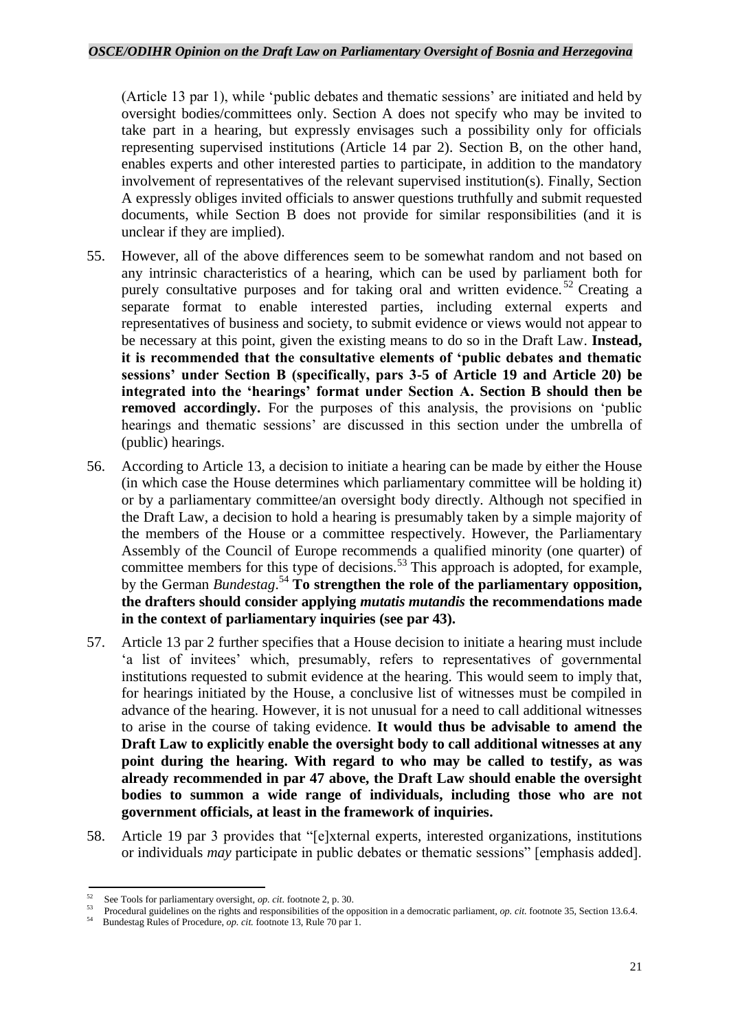(Article 13 par 1), while 'public debates and thematic sessions' are initiated and held by oversight bodies/committees only. Section A does not specify who may be invited to take part in a hearing, but expressly envisages such a possibility only for officials representing supervised institutions (Article 14 par 2). Section B, on the other hand, enables experts and other interested parties to participate, in addition to the mandatory involvement of representatives of the relevant supervised institution(s). Finally, Section A expressly obliges invited officials to answer questions truthfully and submit requested documents, while Section B does not provide for similar responsibilities (and it is unclear if they are implied).

55. However, all of the above differences seem to be somewhat random and not based on any intrinsic characteristics of a hearing, which can be used by parliament both for purely consultative purposes and for taking oral and written evidence.[52] Creating a separate format to enable interested parties, including external experts and representatives of business and society, to submit evidence or views would not appear to be necessary at this point, given the existing means to do so in the Draft Law. **Instead, it is recommended that the consultative elements of 'public debates and thematic sessions' under Section B (specifically, pars 3-5 of Article 19 and Article 20) be integrated into the 'hearings' format under Section A. Section B should then be removed accordingly.** For the purposes of this analysis, the provisions on 'public hearings and thematic sessions' are discussed in this section under the umbrella of (public) hearings.

56. According to Article 13, a decision to initiate a hearing can be made by either the House (in which case the House determines which parliamentary committee will be holding it) or by a parliamentary committee/an oversight body directly. Although not specified in the Draft Law, a decision to hold a hearing is presumably taken by a simple majority of the members of the House or a committee respectively. However, the Parliamentary Assembly of the Council of Europe recommends a qualified minority (one quarter) of committee members for this type of decisions.[53] This approach is adopted, for example, by the German *Bundestag*.[54] **To strengthen the role of the parliamentary opposition, the drafters should consider applying *mutatis mutandis* the recommendations made in the context of parliamentary inquiries (see par 43).**

57. Article 13 par 2 further specifies that a House decision to initiate a hearing must include 'a list of invitees' which, presumably, refers to representatives of governmental institutions requested to submit evidence at the hearing. This would seem to imply that, for hearings initiated by the House, a conclusive list of witnesses must be compiled in advance of the hearing. However, it is not unusual for a need to call additional witnesses to arise in the course of taking evidence. **It would thus be advisable to amend the Draft Law to explicitly enable the oversight body to call additional witnesses at any point during the hearing. With regard to who may be called to testify, as was already recommended in par 47 above, the Draft Law should enable the oversight bodies to summon a wide range of individuals, including those who are not government officials, at least in the framework of inquiries.**

58. Article 19 par 3 provides that "[e]xternal experts, interested organizations, institutions or individuals *may* participate in public debates or thematic sessions" [emphasis added].

---

[52] See Tools for parliamentary oversight, *op. cit.* footnote 2, p. 30.

[53] Procedural guidelines on the rights and responsibilities of the opposition in a democratic parliament, *op. cit.* footnote 35, Section 13.6.4.

[54] Bundestag Rules of Procedure, *op. cit.* footnote 13, Rule 70 par 1.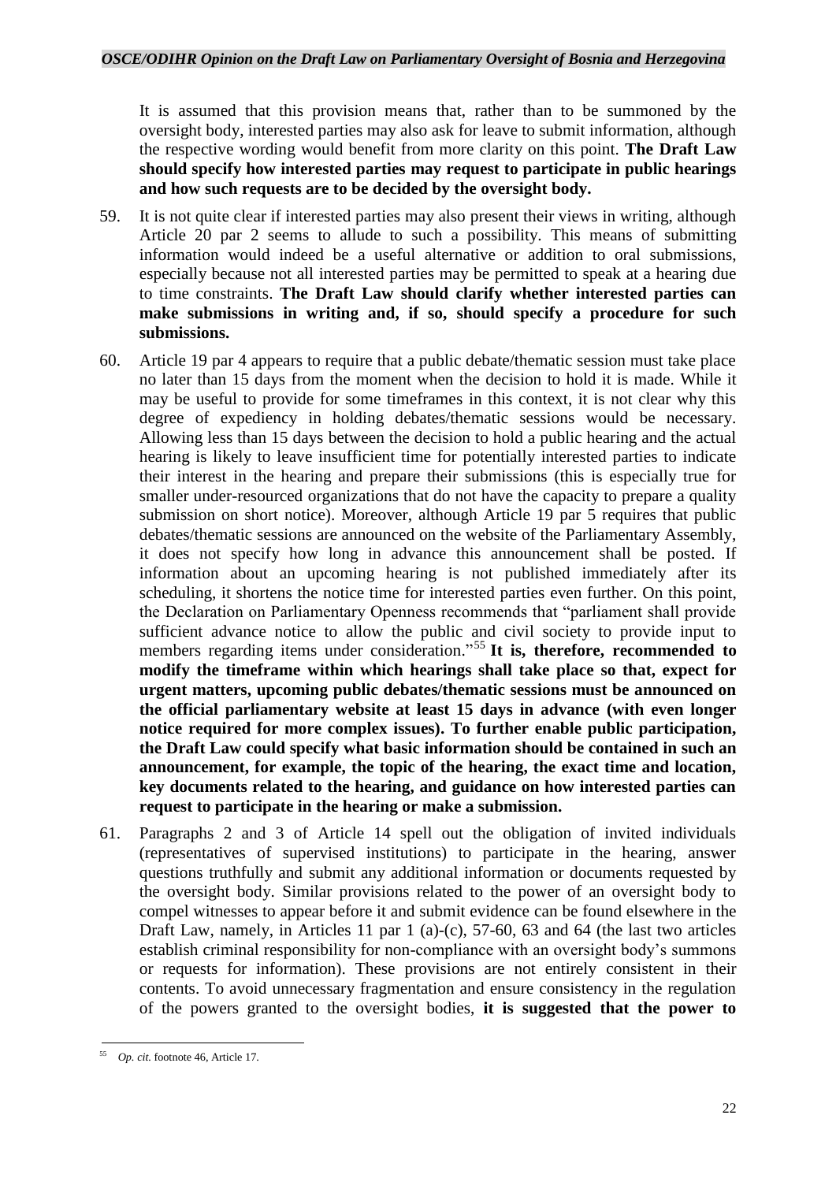It is assumed that this provision means that, rather than to be summoned by the oversight body, interested parties may also ask for leave to submit information, although the respective wording would benefit from more clarity on this point. **The Draft Law should specify how interested parties may request to participate in public hearings and how such requests are to be decided by the oversight body.**

59. It is not quite clear if interested parties may also present their views in writing, although Article 20 par 2 seems to allude to such a possibility. This means of submitting information would indeed be a useful alternative or addition to oral submissions, especially because not all interested parties may be permitted to speak at a hearing due to time constraints. **The Draft Law should clarify whether interested parties can make submissions in writing and, if so, should specify a procedure for such submissions.**

60. Article 19 par 4 appears to require that a public debate/thematic session must take place no later than 15 days from the moment when the decision to hold it is made. While it may be useful to provide for some timeframes in this context, it is not clear why this degree of expediency in holding debates/thematic sessions would be necessary. Allowing less than 15 days between the decision to hold a public hearing and the actual hearing is likely to leave insufficient time for potentially interested parties to indicate their interest in the hearing and prepare their submissions (this is especially true for smaller under-resourced organizations that do not have the capacity to prepare a quality submission on short notice). Moreover, although Article 19 par 5 requires that public debates/thematic sessions are announced on the website of the Parliamentary Assembly, it does not specify how long in advance this announcement shall be posted. If information about an upcoming hearing is not published immediately after its scheduling, it shortens the notice time for interested parties even further. On this point, the Declaration on Parliamentary Openness recommends that "parliament shall provide sufficient advance notice to allow the public and civil society to provide input to members regarding items under consideration."[55] **It is, therefore, recommended to modify the timeframe within which hearings shall take place so that, expect for urgent matters, upcoming public debates/thematic sessions must be announced on the official parliamentary website at least 15 days in advance (with even longer notice required for more complex issues). To further enable public participation, the Draft Law could specify what basic information should be contained in such an announcement, for example, the topic of the hearing, the exact time and location, key documents related to the hearing, and guidance on how interested parties can request to participate in the hearing or make a submission.**

61. Paragraphs 2 and 3 of Article 14 spell out the obligation of invited individuals (representatives of supervised institutions) to participate in the hearing, answer questions truthfully and submit any additional information or documents requested by the oversight body. Similar provisions related to the power of an oversight body to compel witnesses to appear before it and submit evidence can be found elsewhere in the Draft Law, namely, in Articles 11 par 1 (a)-(c), 57-60, 63 and 64 (the last two articles establish criminal responsibility for non-compliance with an oversight body's summons or requests for information). These provisions are not entirely consistent in their contents. To avoid unnecessary fragmentation and ensure consistency in the regulation of the powers granted to the oversight bodies, **it is suggested that the power to**

---

[55] *Op. cit.* footnote 46, Article 17.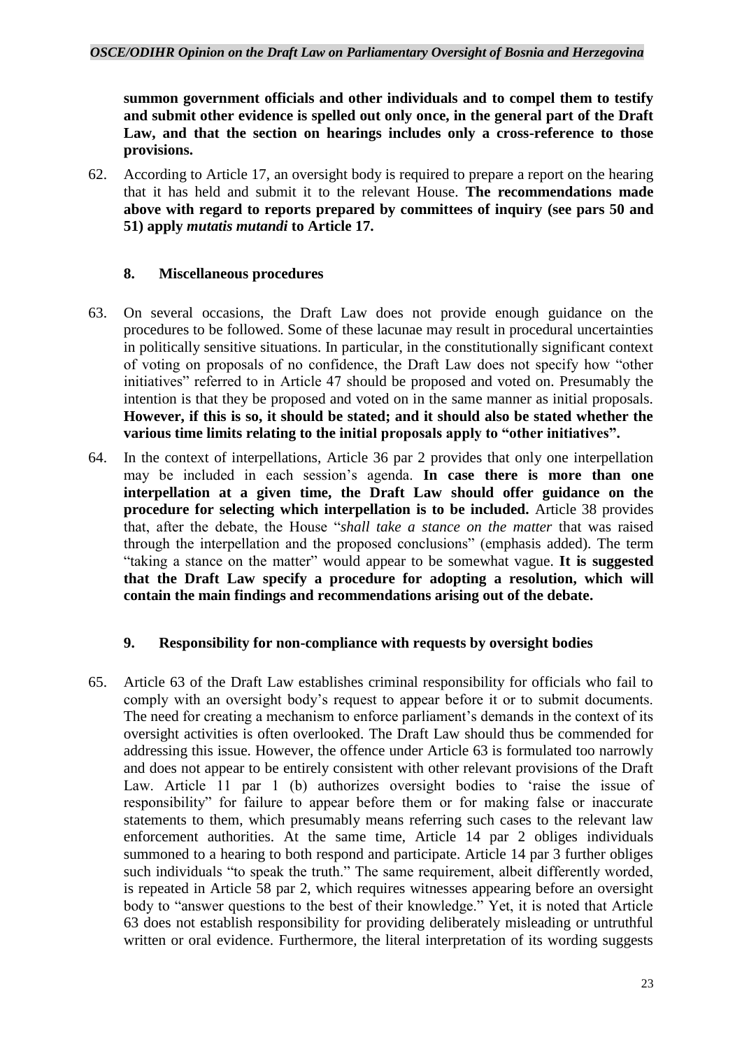**summon government officials and other individuals and to compel them to testify and submit other evidence is spelled out only once, in the general part of the Draft Law, and that the section on hearings includes only a cross-reference to those provisions.**

62. According to Article 17, an oversight body is required to prepare a report on the hearing that it has held and submit it to the relevant House. **The recommendations made above with regard to reports prepared by committees of inquiry (see pars 50 and 51) apply *mutatis mutandi* to Article 17.**

### 8. Miscellaneous procedures

63. On several occasions, the Draft Law does not provide enough guidance on the procedures to be followed. Some of these lacunae may result in procedural uncertainties in politically sensitive situations. In particular, in the constitutionally significant context of voting on proposals of no confidence, the Draft Law does not specify how "other initiatives" referred to in Article 47 should be proposed and voted on. Presumably the intention is that they be proposed and voted on in the same manner as initial proposals. **However, if this is so, it should be stated; and it should also be stated whether the various time limits relating to the initial proposals apply to "other initiatives".**

64. In the context of interpellations, Article 36 par 2 provides that only one interpellation may be included in each session's agenda. **In case there is more than one interpellation at a given time, the Draft Law should offer guidance on the procedure for selecting which interpellation is to be included.** Article 38 provides that, after the debate, the House "*shall take a stance on the matter* that was raised through the interpellation and the proposed conclusions" (emphasis added). The term "taking a stance on the matter" would appear to be somewhat vague. **It is suggested that the Draft Law specify a procedure for adopting a resolution, which will contain the main findings and recommendations arising out of the debate.**

### 9. Responsibility for non-compliance with requests by oversight bodies

65. Article 63 of the Draft Law establishes criminal responsibility for officials who fail to comply with an oversight body's request to appear before it or to submit documents. The need for creating a mechanism to enforce parliament's demands in the context of its oversight activities is often overlooked. The Draft Law should thus be commended for addressing this issue. However, the offence under Article 63 is formulated too narrowly and does not appear to be entirely consistent with other relevant provisions of the Draft Law. Article 11 par 1 (b) authorizes oversight bodies to 'raise the issue of responsibility" for failure to appear before them or for making false or inaccurate statements to them, which presumably means referring such cases to the relevant law enforcement authorities. At the same time, Article 14 par 2 obliges individuals summoned to a hearing to both respond and participate. Article 14 par 3 further obliges such individuals "to speak the truth." The same requirement, albeit differently worded, is repeated in Article 58 par 2, which requires witnesses appearing before an oversight body to "answer questions to the best of their knowledge." Yet, it is noted that Article 63 does not establish responsibility for providing deliberately misleading or untruthful written or oral evidence. Furthermore, the literal interpretation of its wording suggests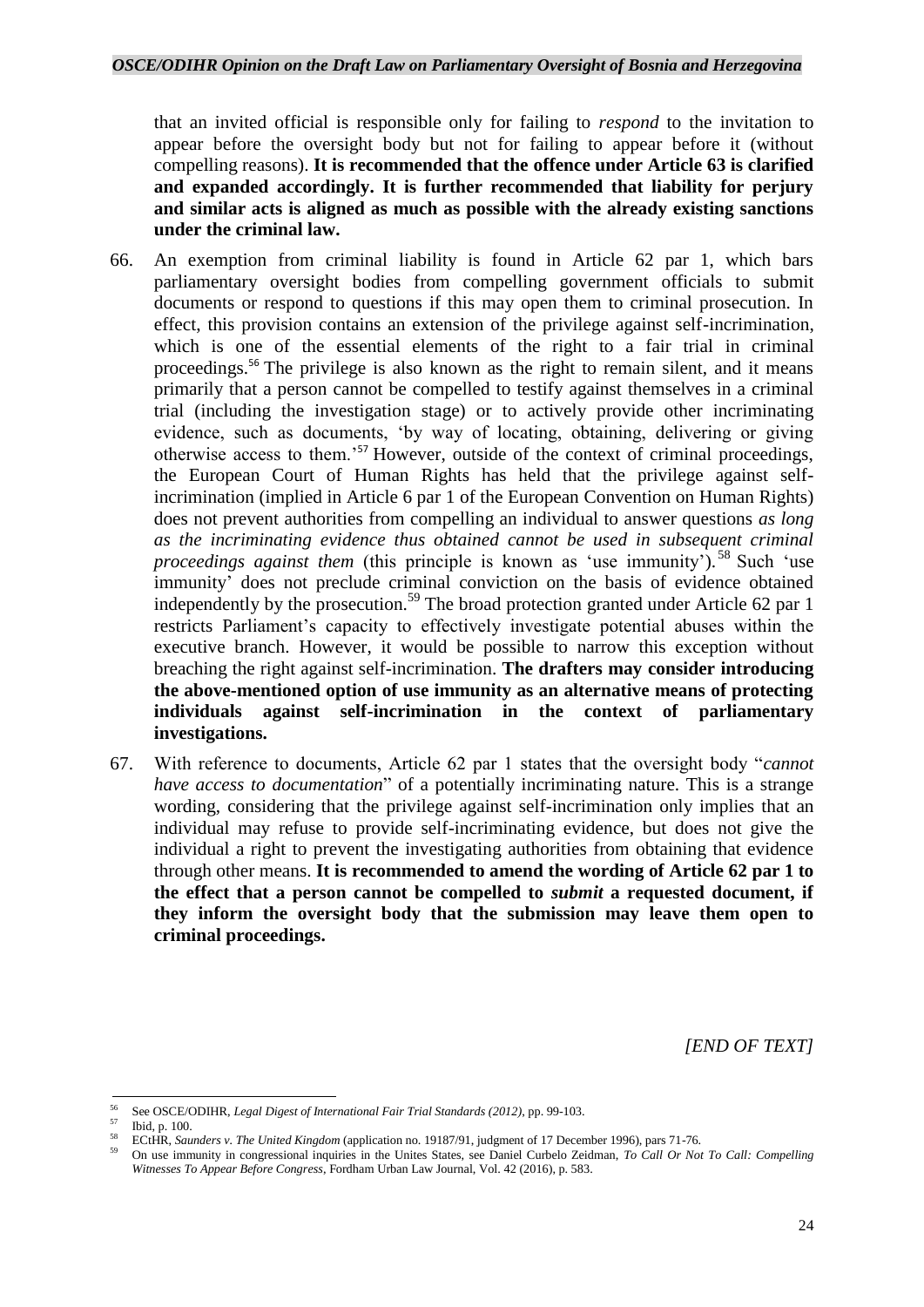that an invited official is responsible only for failing to *respond* to the invitation to appear before the oversight body but not for failing to appear before it (without compelling reasons). **It is recommended that the offence under Article 63 is clarified and expanded accordingly. It is further recommended that liability for perjury and similar acts is aligned as much as possible with the already existing sanctions under the criminal law.**

66. An exemption from criminal liability is found in Article 62 par 1, which bars parliamentary oversight bodies from compelling government officials to submit documents or respond to questions if this may open them to criminal prosecution. In effect, this provision contains an extension of the privilege against self-incrimination, which is one of the essential elements of the right to a fair trial in criminal proceedings.[56] The privilege is also known as the right to remain silent, and it means primarily that a person cannot be compelled to testify against themselves in a criminal trial (including the investigation stage) or to actively provide other incriminating evidence, such as documents, 'by way of locating, obtaining, delivering or giving otherwise access to them.'[57] However, outside of the context of criminal proceedings, the European Court of Human Rights has held that the privilege against self-incrimination (implied in Article 6 par 1 of the European Convention on Human Rights) does not prevent authorities from compelling an individual to answer questions *as long as the incriminating evidence thus obtained cannot be used in subsequent criminal proceedings against them* (this principle is known as 'use immunity').[58] Such 'use immunity' does not preclude criminal conviction on the basis of evidence obtained independently by the prosecution.[59] The broad protection granted under Article 62 par 1 restricts Parliament's capacity to effectively investigate potential abuses within the executive branch. However, it would be possible to narrow this exception without breaching the right against self-incrimination. **The drafters may consider introducing the above-mentioned option of use immunity as an alternative means of protecting individuals against self-incrimination in the context of parliamentary investigations.**

67. With reference to documents, Article 62 par 1 states that the oversight body "*cannot have access to documentation*" of a potentially incriminating nature. This is a strange wording, considering that the privilege against self-incrimination only implies that an individual may refuse to provide self-incriminating evidence, but does not give the individual a right to prevent the investigating authorities from obtaining that evidence through other means. **It is recommended to amend the wording of Article 62 par 1 to the effect that a person cannot be compelled to *submit* a requested document, if they inform the oversight body that the submission may leave them open to criminal proceedings.**

*[END OF TEXT]*

---

[56] See OSCE/ODIHR, *Legal Digest of International Fair Trial Standards (2012)*, pp. 99-103.

[57] Ibid, p. 100.

[58] ECtHR, *Saunders v. The United Kingdom* (application no. 19187/91, judgment of 17 December 1996), pars 71-76.

[59] On use immunity in congressional inquiries in the Unites States, see Daniel Curbelo Zeidman, *To Call Or Not To Call: Compelling Witnesses To Appear Before Congress*, Fordham Urban Law Journal, Vol. 42 (2016), p. 583.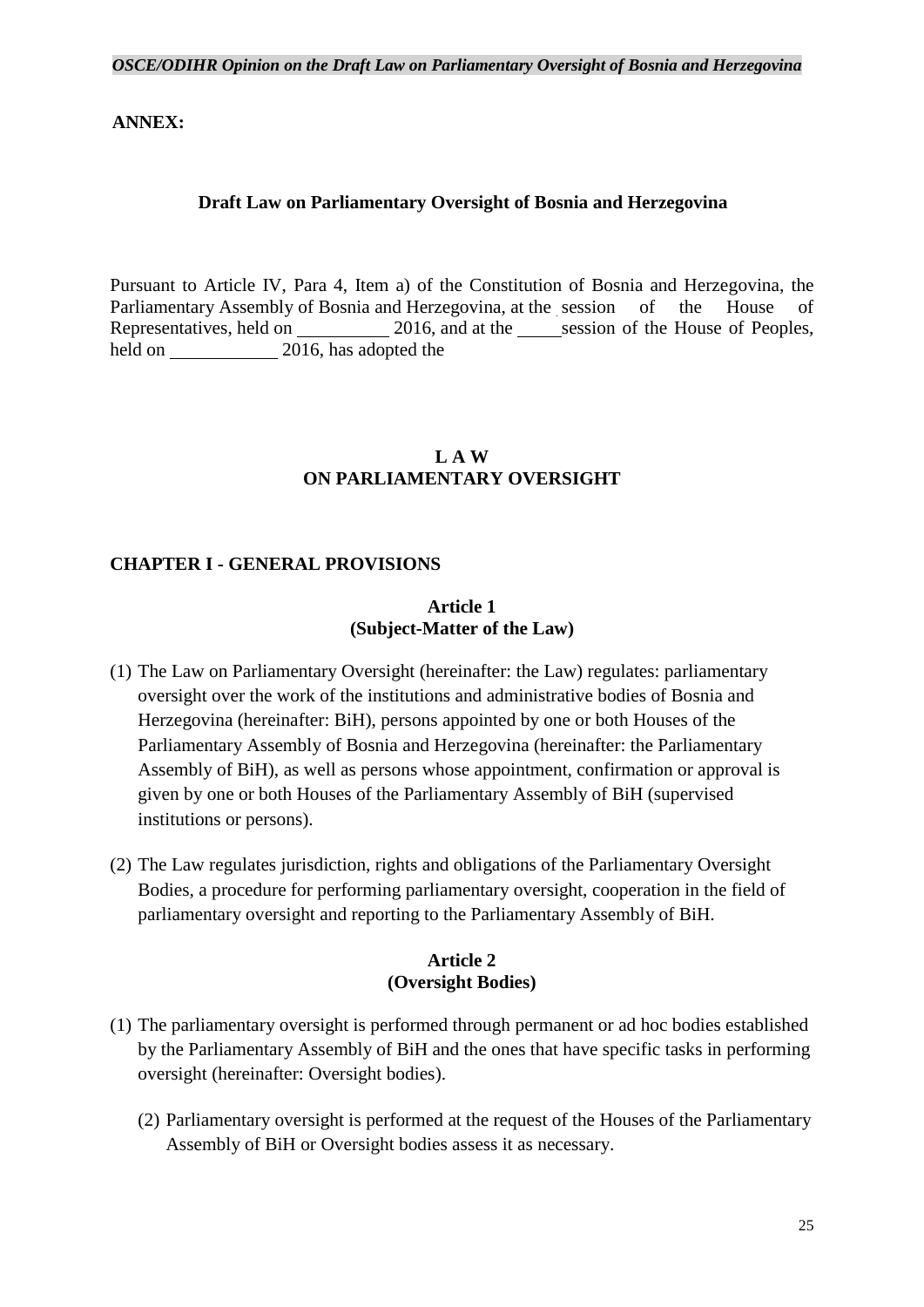**ANNEX:**

**Draft Law on Parliamentary Oversight of Bosnia and Herzegovina**

Pursuant to Article IV, Para 4, Item a) of the Constitution of Bosnia and Herzegovina, the Parliamentary Assembly of Bosnia and Herzegovina, at the session of the House of Representatives, held on __________ 2016, and at the _____session of the House of Peoples, held on ____________ 2016, has adopted the

**L A W**
**ON PARLIAMENTARY OVERSIGHT**

## CHAPTER I - GENERAL PROVISIONS

**Article 1**
**(Subject-Matter of the Law)**

(1) The Law on Parliamentary Oversight (hereinafter: the Law) regulates: parliamentary oversight over the work of the institutions and administrative bodies of Bosnia and Herzegovina (hereinafter: BiH), persons appointed by one or both Houses of the Parliamentary Assembly of Bosnia and Herzegovina (hereinafter: the Parliamentary Assembly of BiH), as well as persons whose appointment, confirmation or approval is given by one or both Houses of the Parliamentary Assembly of BiH (supervised institutions or persons).

(2) The Law regulates jurisdiction, rights and obligations of the Parliamentary Oversight Bodies, a procedure for performing parliamentary oversight, cooperation in the field of parliamentary oversight and reporting to the Parliamentary Assembly of BiH.

**Article 2**
**(Oversight Bodies)**

(1) The parliamentary oversight is performed through permanent or ad hoc bodies established by the Parliamentary Assembly of BiH and the ones that have specific tasks in performing oversight (hereinafter: Oversight bodies).

(2) Parliamentary oversight is performed at the request of the Houses of the Parliamentary Assembly of BiH or Oversight bodies assess it as necessary.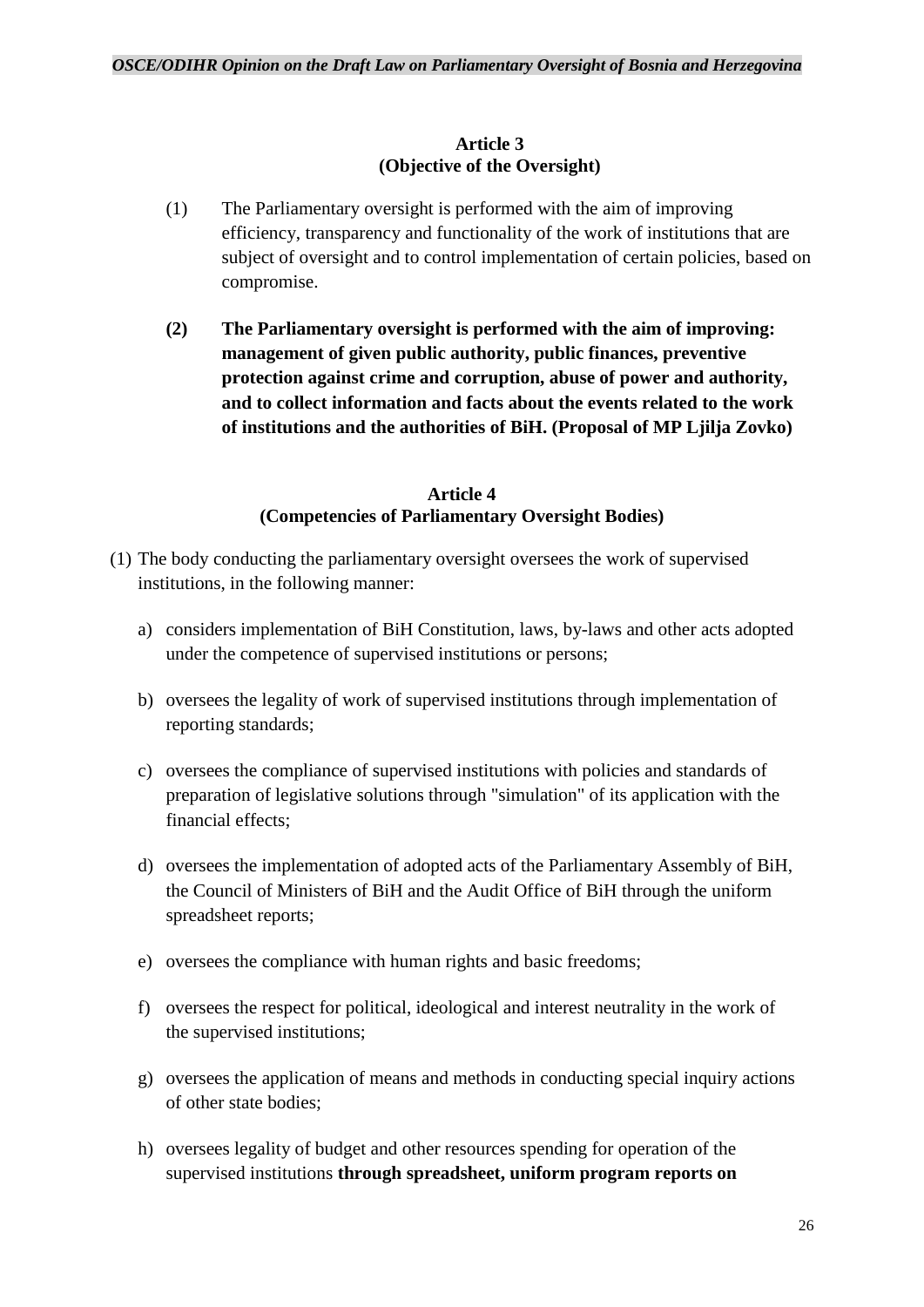**Article 3**
**(Objective of the Oversight)**

(1) The Parliamentary oversight is performed with the aim of improving efficiency, transparency and functionality of the work of institutions that are subject of oversight and to control implementation of certain policies, based on compromise.

**(2) The Parliamentary oversight is performed with the aim of improving: management of given public authority, public finances, preventive protection against crime and corruption, abuse of power and authority, and to collect information and facts about the events related to the work of institutions and the authorities of BiH. (Proposal of MP Ljilja Zovko)**

**Article 4**
**(Competencies of Parliamentary Oversight Bodies)**

(1) The body conducting the parliamentary oversight oversees the work of supervised institutions, in the following manner:

a) considers implementation of BiH Constitution, laws, by-laws and other acts adopted under the competence of supervised institutions or persons;

b) oversees the legality of work of supervised institutions through implementation of reporting standards;

c) oversees the compliance of supervised institutions with policies and standards of preparation of legislative solutions through "simulation" of its application with the financial effects;

d) oversees the implementation of adopted acts of the Parliamentary Assembly of BiH, the Council of Ministers of BiH and the Audit Office of BiH through the uniform spreadsheet reports;

e) oversees the compliance with human rights and basic freedoms;

f) oversees the respect for political, ideological and interest neutrality in the work of the supervised institutions;

g) oversees the application of means and methods in conducting special inquiry actions of other state bodies;

h) oversees legality of budget and other resources spending for operation of the supervised institutions **through spreadsheet, uniform program reports on**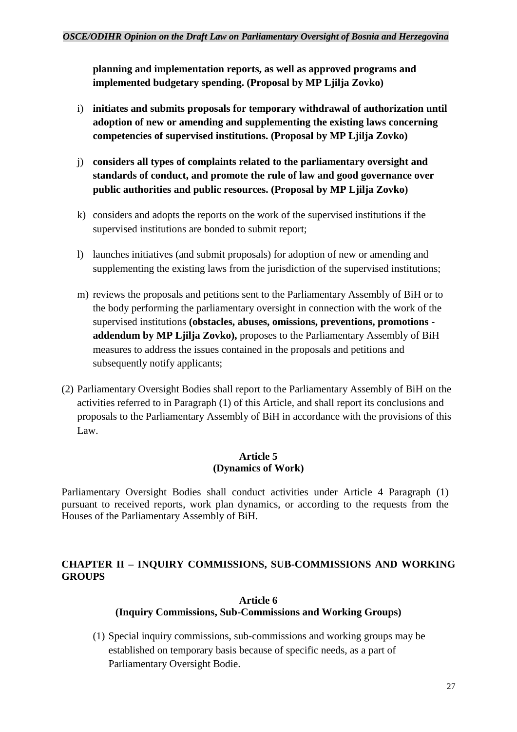**planning and implementation reports, as well as approved programs and implemented budgetary spending. (Proposal by MP Ljilja Zovko)**

i) **initiates and submits proposals for temporary withdrawal of authorization until adoption of new or amending and supplementing the existing laws concerning competencies of supervised institutions. (Proposal by MP Ljilja Zovko)**

j) **considers all types of complaints related to the parliamentary oversight and standards of conduct, and promote the rule of law and good governance over public authorities and public resources. (Proposal by MP Ljilja Zovko)**

k) considers and adopts the reports on the work of the supervised institutions if the supervised institutions are bonded to submit report;

l) launches initiatives (and submit proposals) for adoption of new or amending and supplementing the existing laws from the jurisdiction of the supervised institutions;

m) reviews the proposals and petitions sent to the Parliamentary Assembly of BiH or to the body performing the parliamentary oversight in connection with the work of the supervised institutions **(obstacles, abuses, omissions, preventions, promotions - addendum by MP Ljilja Zovko),** proposes to the Parliamentary Assembly of BiH measures to address the issues contained in the proposals and petitions and subsequently notify applicants;

(2) Parliamentary Oversight Bodies shall report to the Parliamentary Assembly of BiH on the activities referred to in Paragraph (1) of this Article, and shall report its conclusions and proposals to the Parliamentary Assembly of BiH in accordance with the provisions of this Law.

**Article 5**
**(Dynamics of Work)**

Parliamentary Oversight Bodies shall conduct activities under Article 4 Paragraph (1) pursuant to received reports, work plan dynamics, or according to the requests from the Houses of the Parliamentary Assembly of BiH.

## CHAPTER II – INQUIRY COMMISSIONS, SUB-COMMISSIONS AND WORKING GROUPS

**Article 6**
**(Inquiry Commissions, Sub-Commissions and Working Groups)**

(1) Special inquiry commissions, sub-commissions and working groups may be established on temporary basis because of specific needs, as a part of Parliamentary Oversight Bodie.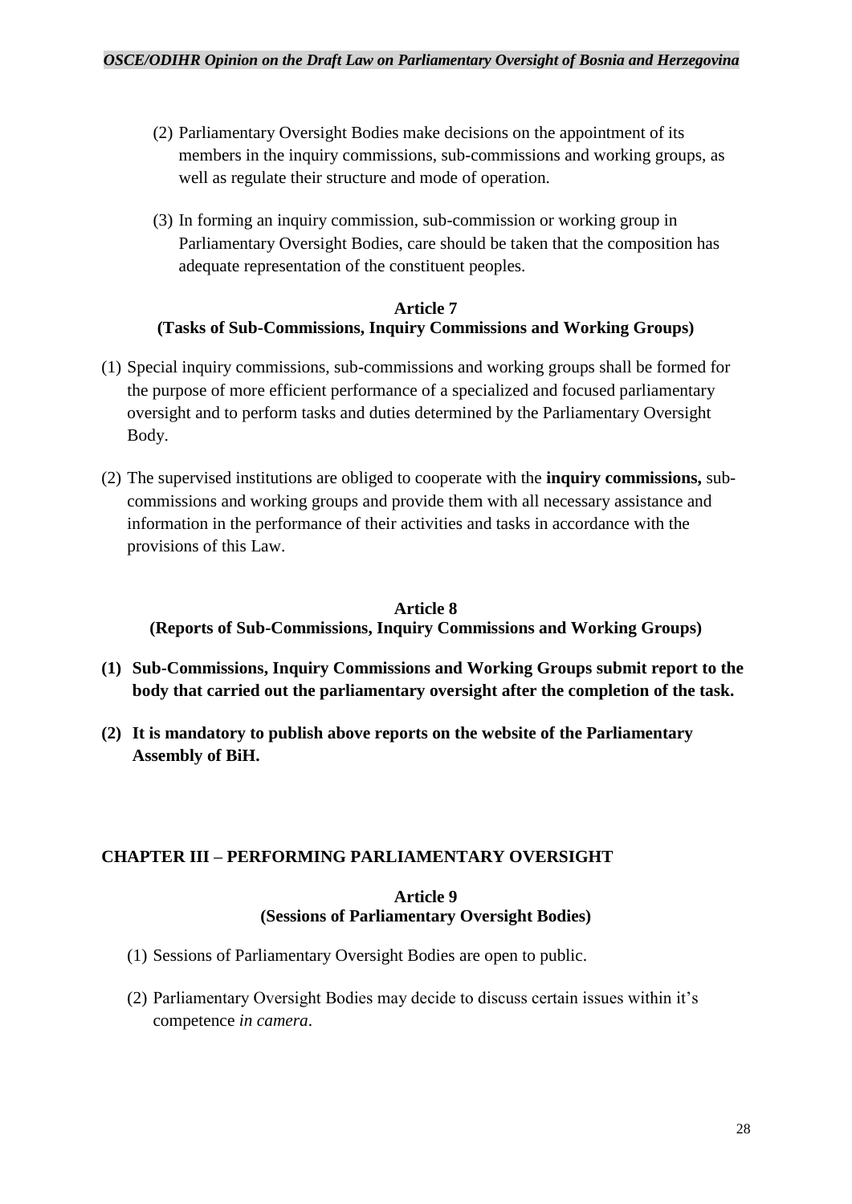(2) Parliamentary Oversight Bodies make decisions on the appointment of its members in the inquiry commissions, sub-commissions and working groups, as well as regulate their structure and mode of operation.

(3) In forming an inquiry commission, sub-commission or working group in Parliamentary Oversight Bodies, care should be taken that the composition has adequate representation of the constituent peoples.

**Article 7**
**(Tasks of Sub-Commissions, Inquiry Commissions and Working Groups)**

(1) Special inquiry commissions, sub-commissions and working groups shall be formed for the purpose of more efficient performance of a specialized and focused parliamentary oversight and to perform tasks and duties determined by the Parliamentary Oversight Body.

(2) The supervised institutions are obliged to cooperate with the **inquiry commissions,** sub-commissions and working groups and provide them with all necessary assistance and information in the performance of their activities and tasks in accordance with the provisions of this Law.

**Article 8**
**(Reports of Sub-Commissions, Inquiry Commissions and Working Groups)**

**(1) Sub-Commissions, Inquiry Commissions and Working Groups submit report to the body that carried out the parliamentary oversight after the completion of the task.**

**(2) It is mandatory to publish above reports on the website of the Parliamentary Assembly of BiH.**

## CHAPTER III – PERFORMING PARLIAMENTARY OVERSIGHT

**Article 9**
**(Sessions of Parliamentary Oversight Bodies)**

(1) Sessions of Parliamentary Oversight Bodies are open to public.

(2) Parliamentary Oversight Bodies may decide to discuss certain issues within it's competence *in camera*.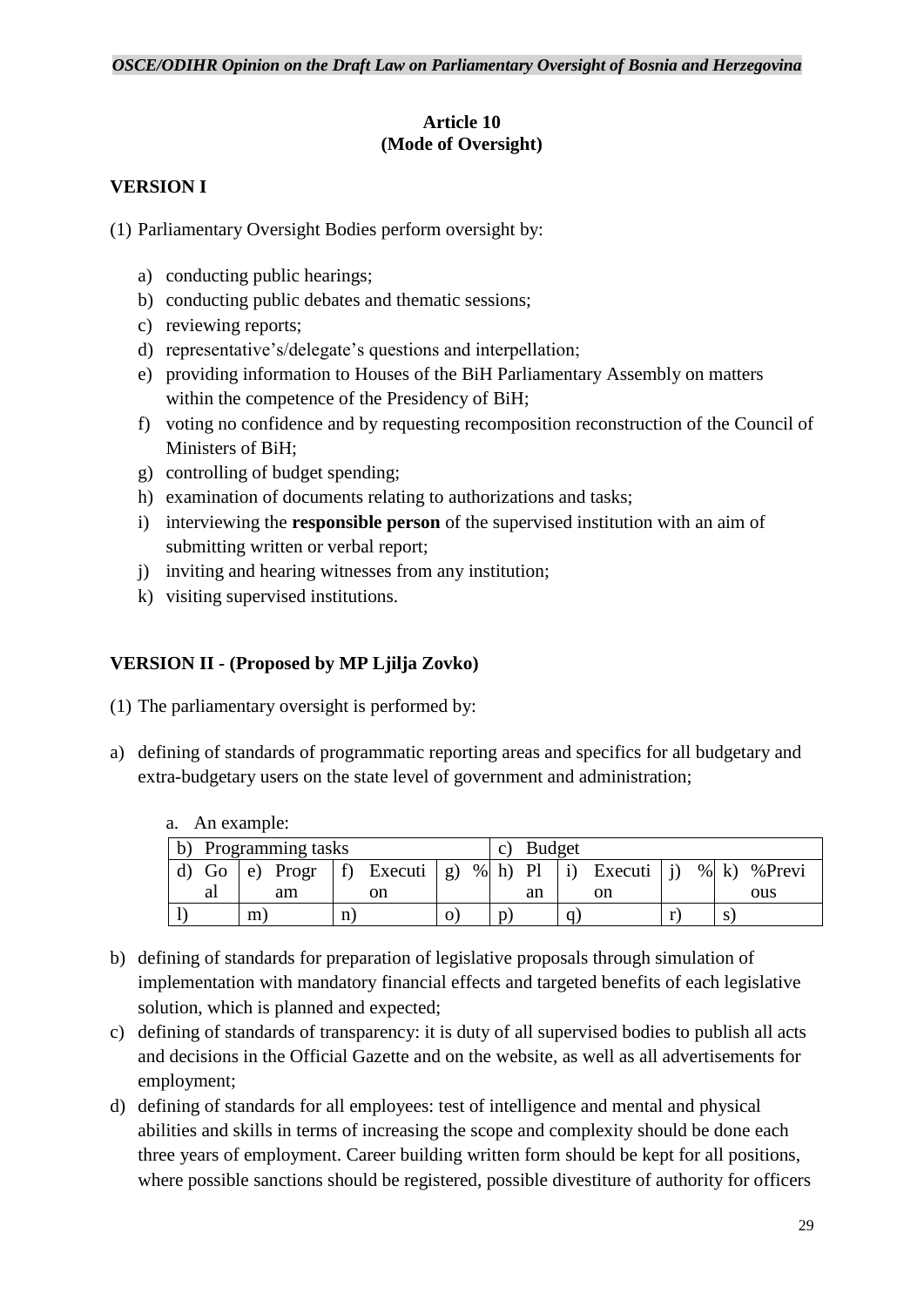### Article 10
### (Mode of Oversight)

**VERSION I**

(1) Parliamentary Oversight Bodies perform oversight by:

a) conducting public hearings;
b) conducting public debates and thematic sessions;
c) reviewing reports;
d) representative's/delegate's questions and interpellation;
e) providing information to Houses of the BiH Parliamentary Assembly on matters within the competence of the Presidency of BiH;
f) voting no confidence and by requesting recomposition reconstruction of the Council of Ministers of BiH;
g) controlling of budget spending;
h) examination of documents relating to authorizations and tasks;
i) interviewing the **responsible person** of the supervised institution with an aim of submitting written or verbal report;
j) inviting and hearing witnesses from any institution;
k) visiting supervised institutions.

**VERSION II - (Proposed by MP Ljilja Zovko)**

(1) The parliamentary oversight is performed by:

a) defining of standards of programmatic reporting areas and specifics for all budgetary and extra-budgetary users on the state level of government and administration;

a. An example:

| b) Programming tasks | | | | c) Budget | | | |
|---|---|---|---|---|---|---|---|
| d) Goal | e) Program | f) Execution | g) % | h) Plan | i) Execution | j) % | k) %Previous |
| l) | m) | n) | o) | p) | q) | r) | s) |

b) defining of standards for preparation of legislative proposals through simulation of implementation with mandatory financial effects and targeted benefits of each legislative solution, which is planned and expected;
c) defining of standards of transparency: it is duty of all supervised bodies to publish all acts and decisions in the Official Gazette and on the website, as well as all advertisements for employment;
d) defining of standards for all employees: test of intelligence and mental and physical abilities and skills in terms of increasing the scope and complexity should be done each three years of employment. Career building written form should be kept for all positions, where possible sanctions should be registered, possible divestiture of authority for officers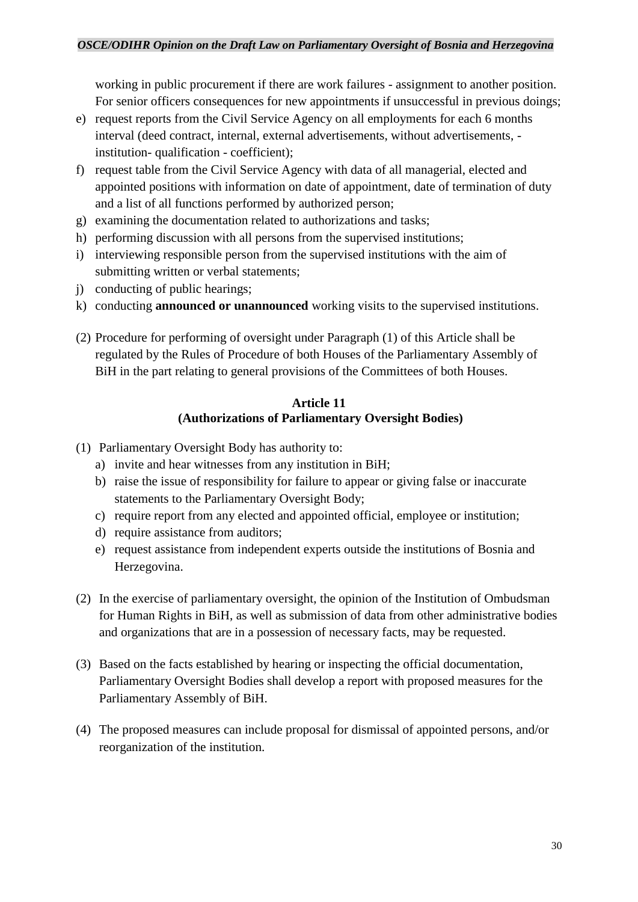working in public procurement if there are work failures - assignment to another position. For senior officers consequences for new appointments if unsuccessful in previous doings;

e) request reports from the Civil Service Agency on all employments for each 6 months interval (deed contract, internal, external advertisements, without advertisements, - institution- qualification - coefficient);
f) request table from the Civil Service Agency with data of all managerial, elected and appointed positions with information on date of appointment, date of termination of duty and a list of all functions performed by authorized person;
g) examining the documentation related to authorizations and tasks;
h) performing discussion with all persons from the supervised institutions;
i) interviewing responsible person from the supervised institutions with the aim of submitting written or verbal statements;
j) conducting of public hearings;
k) conducting **announced or unannounced** working visits to the supervised institutions.

(2) Procedure for performing of oversight under Paragraph (1) of this Article shall be regulated by the Rules of Procedure of both Houses of the Parliamentary Assembly of BiH in the part relating to general provisions of the Committees of both Houses.

**Article 11**
**(Authorizations of Parliamentary Oversight Bodies)**

(1) Parliamentary Oversight Body has authority to:
   a) invite and hear witnesses from any institution in BiH;
   b) raise the issue of responsibility for failure to appear or giving false or inaccurate statements to the Parliamentary Oversight Body;
   c) require report from any elected and appointed official, employee or institution;
   d) require assistance from auditors;
   e) request assistance from independent experts outside the institutions of Bosnia and Herzegovina.

(2) In the exercise of parliamentary oversight, the opinion of the Institution of Ombudsman for Human Rights in BiH, as well as submission of data from other administrative bodies and organizations that are in a possession of necessary facts, may be requested.

(3) Based on the facts established by hearing or inspecting the official documentation, Parliamentary Oversight Bodies shall develop a report with proposed measures for the Parliamentary Assembly of BiH.

(4) The proposed measures can include proposal for dismissal of appointed persons, and/or reorganization of the institution.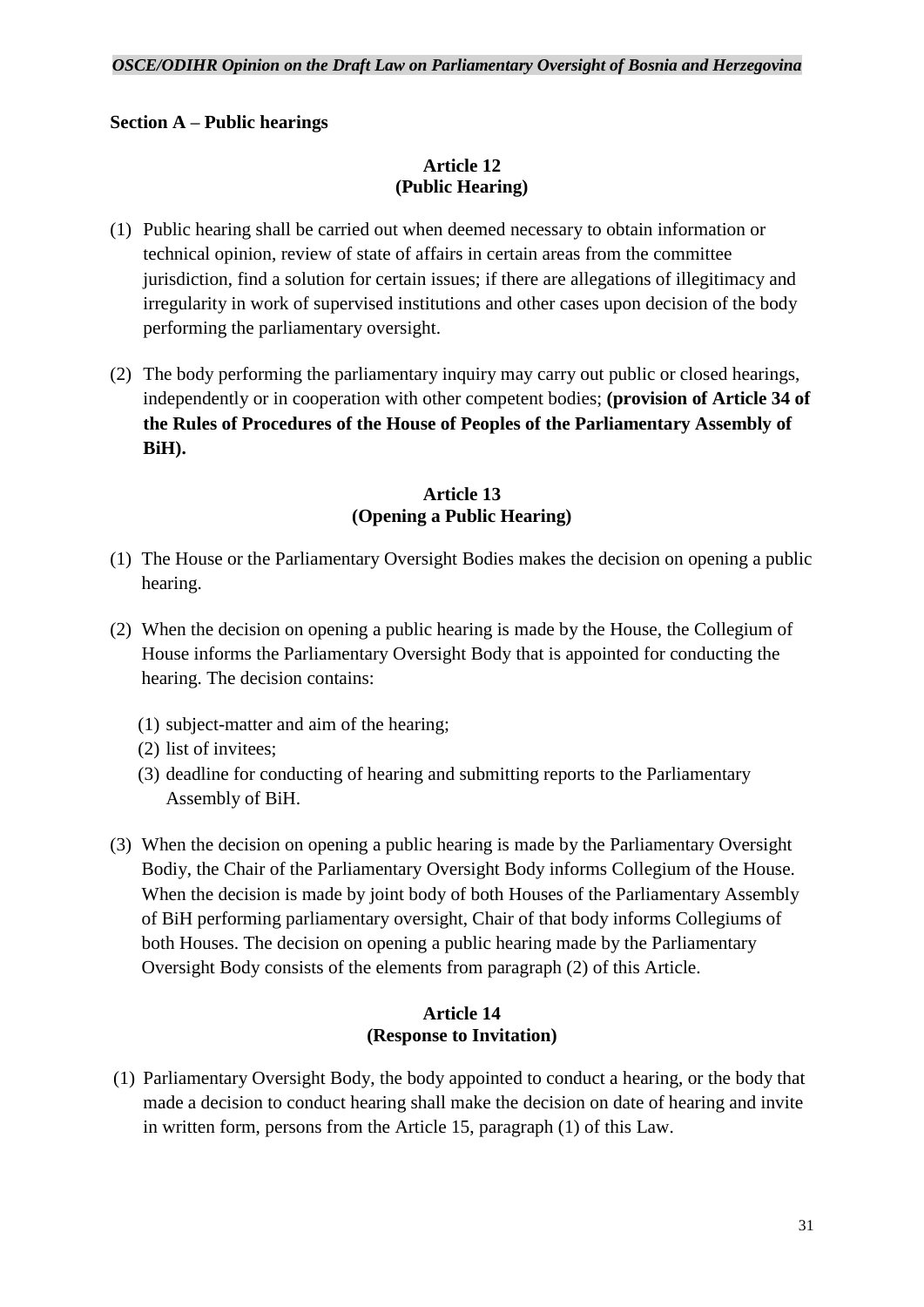**Section A – Public hearings**

**Article 12**
**(Public Hearing)**

(1) Public hearing shall be carried out when deemed necessary to obtain information or technical opinion, review of state of affairs in certain areas from the committee jurisdiction, find a solution for certain issues; if there are allegations of illegitimacy and irregularity in work of supervised institutions and other cases upon decision of the body performing the parliamentary oversight.

(2) The body performing the parliamentary inquiry may carry out public or closed hearings, independently or in cooperation with other competent bodies; **(provision of Article 34 of the Rules of Procedures of the House of Peoples of the Parliamentary Assembly of BiH).**

**Article 13**
**(Opening a Public Hearing)**

(1) The House or the Parliamentary Oversight Bodies makes the decision on opening a public hearing.

(2) When the decision on opening a public hearing is made by the House, the Collegium of House informs the Parliamentary Oversight Body that is appointed for conducting the hearing. The decision contains:

   (1) subject-matter and aim of the hearing;
   (2) list of invitees;
   (3) deadline for conducting of hearing and submitting reports to the Parliamentary Assembly of BiH.

(3) When the decision on opening a public hearing is made by the Parliamentary Oversight Bodiy, the Chair of the Parliamentary Oversight Body informs Collegium of the House. When the decision is made by joint body of both Houses of the Parliamentary Assembly of BiH performing parliamentary oversight, Chair of that body informs Collegiums of both Houses. The decision on opening a public hearing made by the Parliamentary Oversight Body consists of the elements from paragraph (2) of this Article.

**Article 14**
**(Response to Invitation)**

(1) Parliamentary Oversight Body, the body appointed to conduct a hearing, or the body that made a decision to conduct hearing shall make the decision on date of hearing and invite in written form, persons from the Article 15, paragraph (1) of this Law.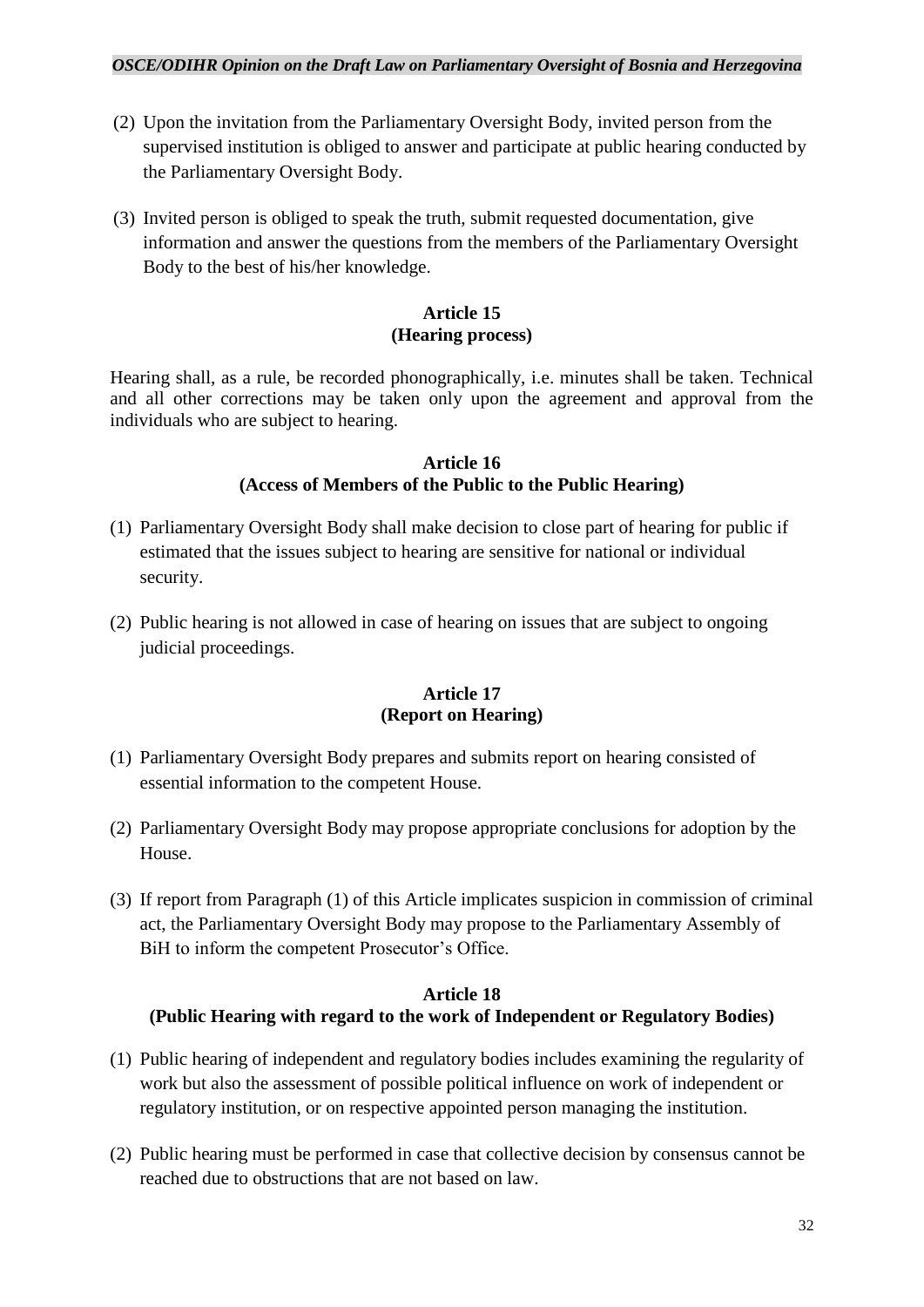(2) Upon the invitation from the Parliamentary Oversight Body, invited person from the supervised institution is obliged to answer and participate at public hearing conducted by the Parliamentary Oversight Body.

(3) Invited person is obliged to speak the truth, submit requested documentation, give information and answer the questions from the members of the Parliamentary Oversight Body to the best of his/her knowledge.

**Article 15**
**(Hearing process)**

Hearing shall, as a rule, be recorded phonographically, i.e. minutes shall be taken. Technical and all other corrections may be taken only upon the agreement and approval from the individuals who are subject to hearing.

**Article 16**
**(Access of Members of the Public to the Public Hearing)**

(1) Parliamentary Oversight Body shall make decision to close part of hearing for public if estimated that the issues subject to hearing are sensitive for national or individual security.

(2) Public hearing is not allowed in case of hearing on issues that are subject to ongoing judicial proceedings.

**Article 17**
**(Report on Hearing)**

(1) Parliamentary Oversight Body prepares and submits report on hearing consisted of essential information to the competent House.

(2) Parliamentary Oversight Body may propose appropriate conclusions for adoption by the House.

(3) If report from Paragraph (1) of this Article implicates suspicion in commission of criminal act, the Parliamentary Oversight Body may propose to the Parliamentary Assembly of BiH to inform the competent Prosecutor's Office.

**Article 18**
**(Public Hearing with regard to the work of Independent or Regulatory Bodies)**

(1) Public hearing of independent and regulatory bodies includes examining the regularity of work but also the assessment of possible political influence on work of independent or regulatory institution, or on respective appointed person managing the institution.

(2) Public hearing must be performed in case that collective decision by consensus cannot be reached due to obstructions that are not based on law.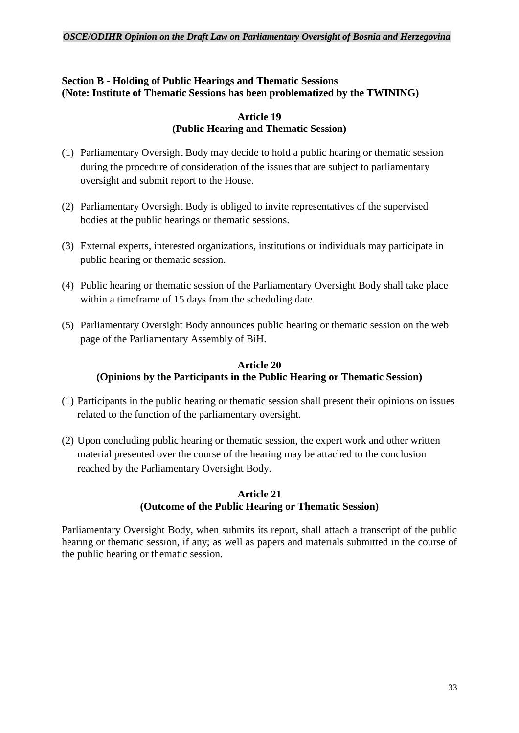**Section B - Holding of Public Hearings and Thematic Sessions**
**(Note: Institute of Thematic Sessions has been problematized by the TWINING)**

### Article 19
### (Public Hearing and Thematic Session)

(1) Parliamentary Oversight Body may decide to hold a public hearing or thematic session during the procedure of consideration of the issues that are subject to parliamentary oversight and submit report to the House.

(2) Parliamentary Oversight Body is obliged to invite representatives of the supervised bodies at the public hearings or thematic sessions.

(3) External experts, interested organizations, institutions or individuals may participate in public hearing or thematic session.

(4) Public hearing or thematic session of the Parliamentary Oversight Body shall take place within a timeframe of 15 days from the scheduling date.

(5) Parliamentary Oversight Body announces public hearing or thematic session on the web page of the Parliamentary Assembly of BiH.

### Article 20
### (Opinions by the Participants in the Public Hearing or Thematic Session)

(1) Participants in the public hearing or thematic session shall present their opinions on issues related to the function of the parliamentary oversight.

(2) Upon concluding public hearing or thematic session, the expert work and other written material presented over the course of the hearing may be attached to the conclusion reached by the Parliamentary Oversight Body.

### Article 21
### (Outcome of the Public Hearing or Thematic Session)

Parliamentary Oversight Body, when submits its report, shall attach a transcript of the public hearing or thematic session, if any; as well as papers and materials submitted in the course of the public hearing or thematic session.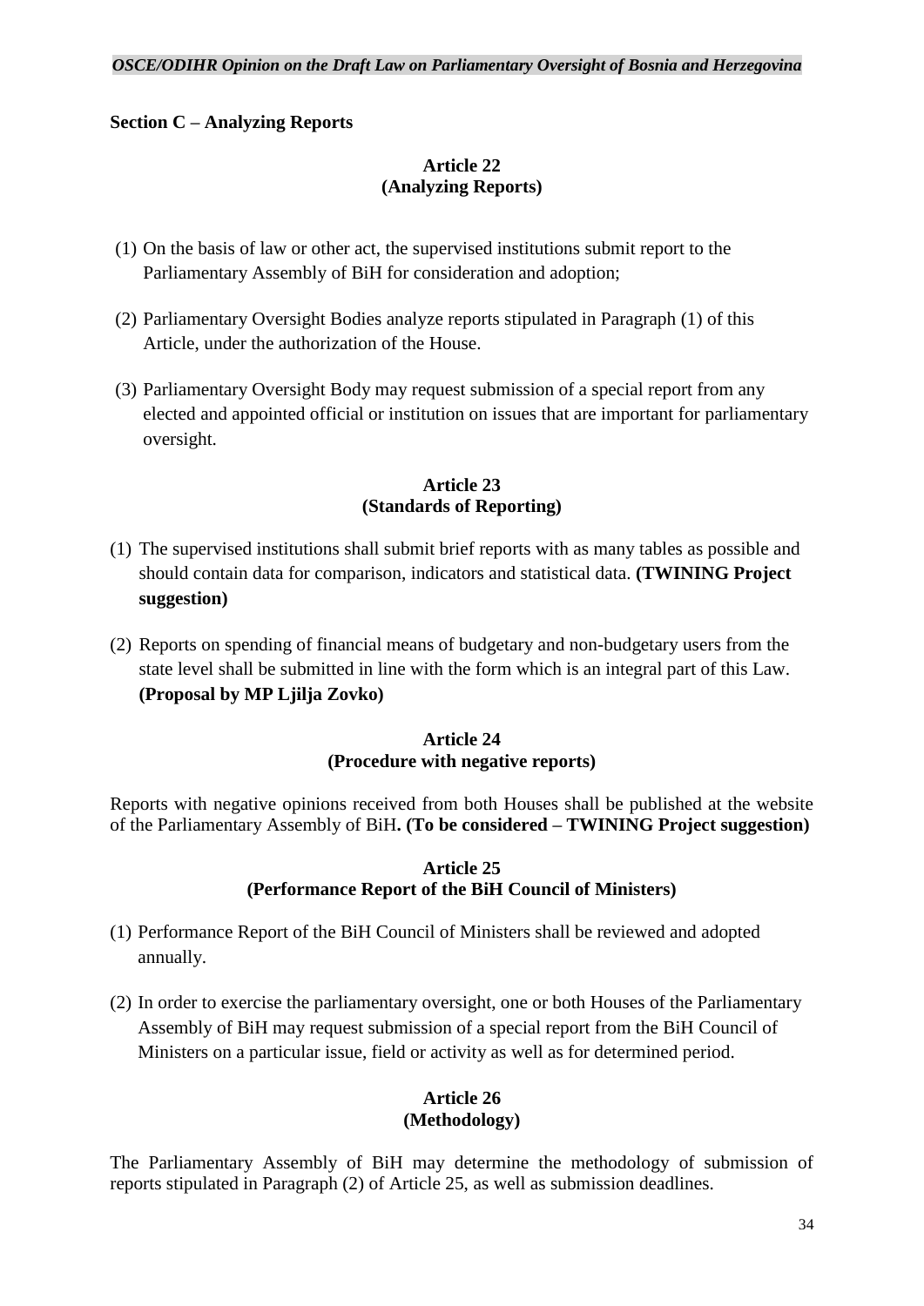**Section C – Analyzing Reports**

**Article 22**
**(Analyzing Reports)**

(1) On the basis of law or other act, the supervised institutions submit report to the Parliamentary Assembly of BiH for consideration and adoption;

(2) Parliamentary Oversight Bodies analyze reports stipulated in Paragraph (1) of this Article, under the authorization of the House.

(3) Parliamentary Oversight Body may request submission of a special report from any elected and appointed official or institution on issues that are important for parliamentary oversight.

**Article 23**
**(Standards of Reporting)**

(1) The supervised institutions shall submit brief reports with as many tables as possible and should contain data for comparison, indicators and statistical data. **(TWINING Project suggestion)**

(2) Reports on spending of financial means of budgetary and non-budgetary users from the state level shall be submitted in line with the form which is an integral part of this Law. **(Proposal by MP Ljilja Zovko)**

**Article 24**
**(Procedure with negative reports)**

Reports with negative opinions received from both Houses shall be published at the website of the Parliamentary Assembly of BiH**. (To be considered – TWINING Project suggestion)**

**Article 25**
**(Performance Report of the BiH Council of Ministers)**

(1) Performance Report of the BiH Council of Ministers shall be reviewed and adopted annually.

(2) In order to exercise the parliamentary oversight, one or both Houses of the Parliamentary Assembly of BiH may request submission of a special report from the BiH Council of Ministers on a particular issue, field or activity as well as for determined period.

**Article 26**
**(Methodology)**

The Parliamentary Assembly of BiH may determine the methodology of submission of reports stipulated in Paragraph (2) of Article 25, as well as submission deadlines.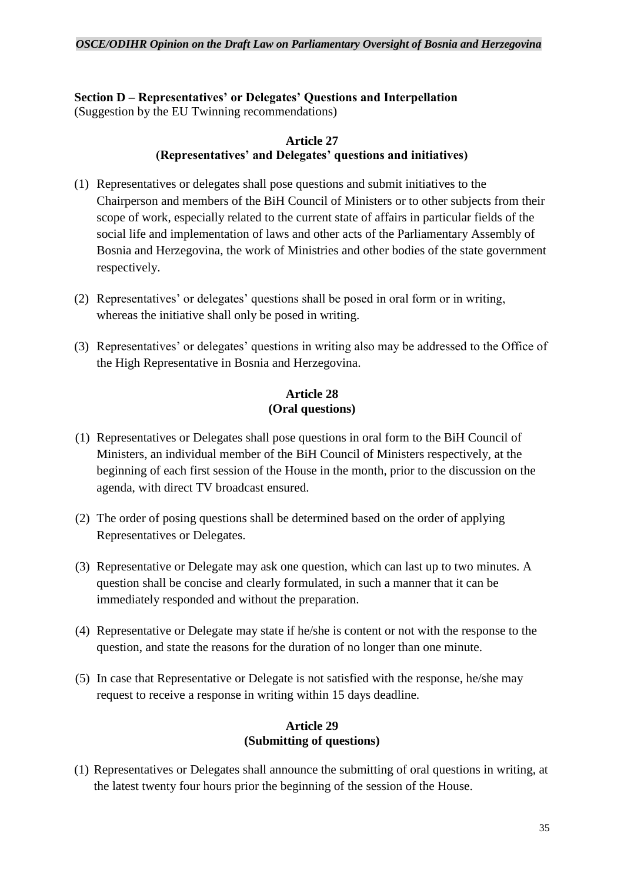**Section D – Representatives' or Delegates' Questions and Interpellation**
(Suggestion by the EU Twinning recommendations)

**Article 27**
**(Representatives' and Delegates' questions and initiatives)**

(1) Representatives or delegates shall pose questions and submit initiatives to the Chairperson and members of the BiH Council of Ministers or to other subjects from their scope of work, especially related to the current state of affairs in particular fields of the social life and implementation of laws and other acts of the Parliamentary Assembly of Bosnia and Herzegovina, the work of Ministries and other bodies of the state government respectively.

(2) Representatives' or delegates' questions shall be posed in oral form or in writing, whereas the initiative shall only be posed in writing.

(3) Representatives' or delegates' questions in writing also may be addressed to the Office of the High Representative in Bosnia and Herzegovina.

**Article 28**
**(Oral questions)**

(1) Representatives or Delegates shall pose questions in oral form to the BiH Council of Ministers, an individual member of the BiH Council of Ministers respectively, at the beginning of each first session of the House in the month, prior to the discussion on the agenda, with direct TV broadcast ensured.

(2) The order of posing questions shall be determined based on the order of applying Representatives or Delegates.

(3) Representative or Delegate may ask one question, which can last up to two minutes. A question shall be concise and clearly formulated, in such a manner that it can be immediately responded and without the preparation.

(4) Representative or Delegate may state if he/she is content or not with the response to the question, and state the reasons for the duration of no longer than one minute.

(5) In case that Representative or Delegate is not satisfied with the response, he/she may request to receive a response in writing within 15 days deadline.

**Article 29**
**(Submitting of questions)**

(1) Representatives or Delegates shall announce the submitting of oral questions in writing, at the latest twenty four hours prior the beginning of the session of the House.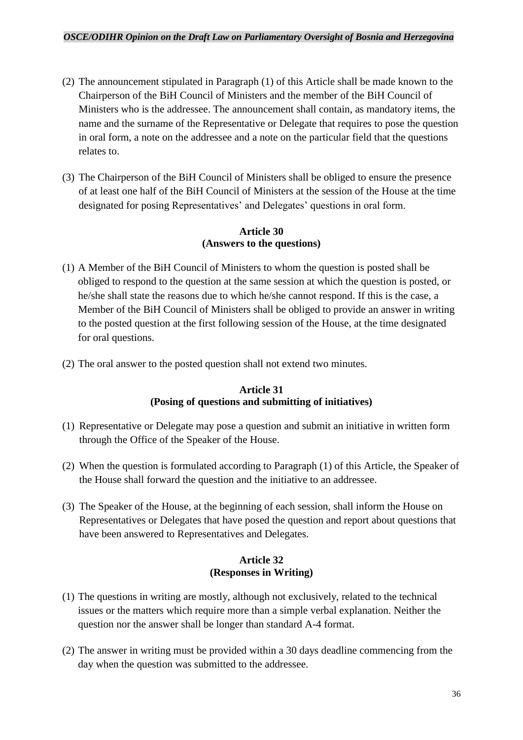(2) The announcement stipulated in Paragraph (1) of this Article shall be made known to the Chairperson of the BiH Council of Ministers and the member of the BiH Council of Ministers who is the addressee. The announcement shall contain, as mandatory items, the name and the surname of the Representative or Delegate that requires to pose the question in oral form, a note on the addressee and a note on the particular field that the questions relates to.

(3) The Chairperson of the BiH Council of Ministers shall be obliged to ensure the presence of at least one half of the BiH Council of Ministers at the session of the House at the time designated for posing Representatives' and Delegates' questions in oral form.

**Article 30**
**(Answers to the questions)**

(1) A Member of the BiH Council of Ministers to whom the question is posted shall be obliged to respond to the question at the same session at which the question is posted, or he/she shall state the reasons due to which he/she cannot respond. If this is the case, a Member of the BiH Council of Ministers shall be obliged to provide an answer in writing to the posted question at the first following session of the House, at the time designated for oral questions.

(2) The oral answer to the posted question shall not extend two minutes.

**Article 31**
**(Posing of questions and submitting of initiatives)**

(1) Representative or Delegate may pose a question and submit an initiative in written form through the Office of the Speaker of the House.

(2) When the question is formulated according to Paragraph (1) of this Article, the Speaker of the House shall forward the question and the initiative to an addressee.

(3) The Speaker of the House, at the beginning of each session, shall inform the House on Representatives or Delegates that have posed the question and report about questions that have been answered to Representatives and Delegates.

**Article 32**
**(Responses in Writing)**

(1) The questions in writing are mostly, although not exclusively, related to the technical issues or the matters which require more than a simple verbal explanation. Neither the question nor the answer shall be longer than standard A-4 format.

(2) The answer in writing must be provided within a 30 days deadline commencing from the day when the question was submitted to the addressee.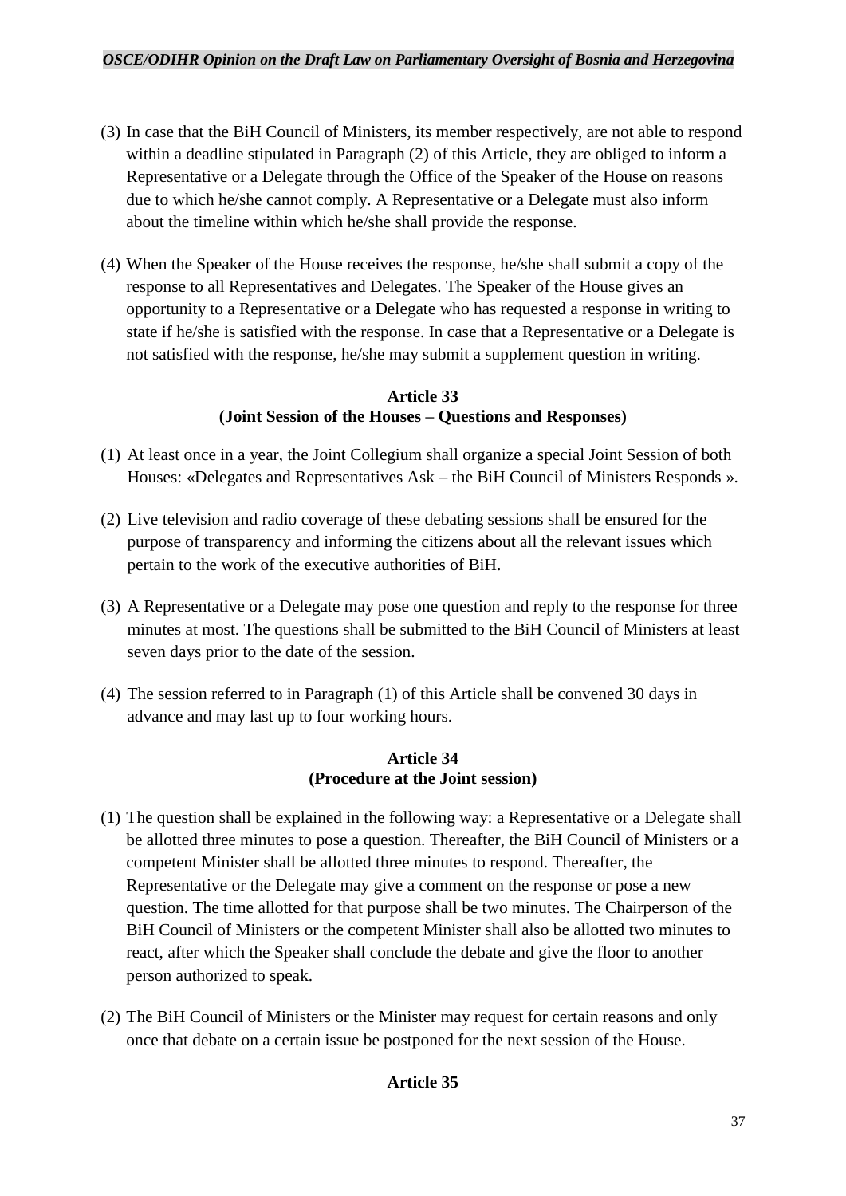(3) In case that the BiH Council of Ministers, its member respectively, are not able to respond within a deadline stipulated in Paragraph (2) of this Article, they are obliged to inform a Representative or a Delegate through the Office of the Speaker of the House on reasons due to which he/she cannot comply. A Representative or a Delegate must also inform about the timeline within which he/she shall provide the response.

(4) When the Speaker of the House receives the response, he/she shall submit a copy of the response to all Representatives and Delegates. The Speaker of the House gives an opportunity to a Representative or a Delegate who has requested a response in writing to state if he/she is satisfied with the response. In case that a Representative or a Delegate is not satisfied with the response, he/she may submit a supplement question in writing.

**Article 33**
**(Joint Session of the Houses – Questions and Responses)**

(1) At least once in a year, the Joint Collegium shall organize a special Joint Session of both Houses: «Delegates and Representatives Ask – the BiH Council of Ministers Responds ».

(2) Live television and radio coverage of these debating sessions shall be ensured for the purpose of transparency and informing the citizens about all the relevant issues which pertain to the work of the executive authorities of BiH.

(3) A Representative or a Delegate may pose one question and reply to the response for three minutes at most. The questions shall be submitted to the BiH Council of Ministers at least seven days prior to the date of the session.

(4) The session referred to in Paragraph (1) of this Article shall be convened 30 days in advance and may last up to four working hours.

**Article 34**
**(Procedure at the Joint session)**

(1) The question shall be explained in the following way: a Representative or a Delegate shall be allotted three minutes to pose a question. Thereafter, the BiH Council of Ministers or a competent Minister shall be allotted three minutes to respond. Thereafter, the Representative or the Delegate may give a comment on the response or pose a new question. The time allotted for that purpose shall be two minutes. The Chairperson of the BiH Council of Ministers or the competent Minister shall also be allotted two minutes to react, after which the Speaker shall conclude the debate and give the floor to another person authorized to speak.

(2) The BiH Council of Ministers or the Minister may request for certain reasons and only once that debate on a certain issue be postponed for the next session of the House.

**Article 35**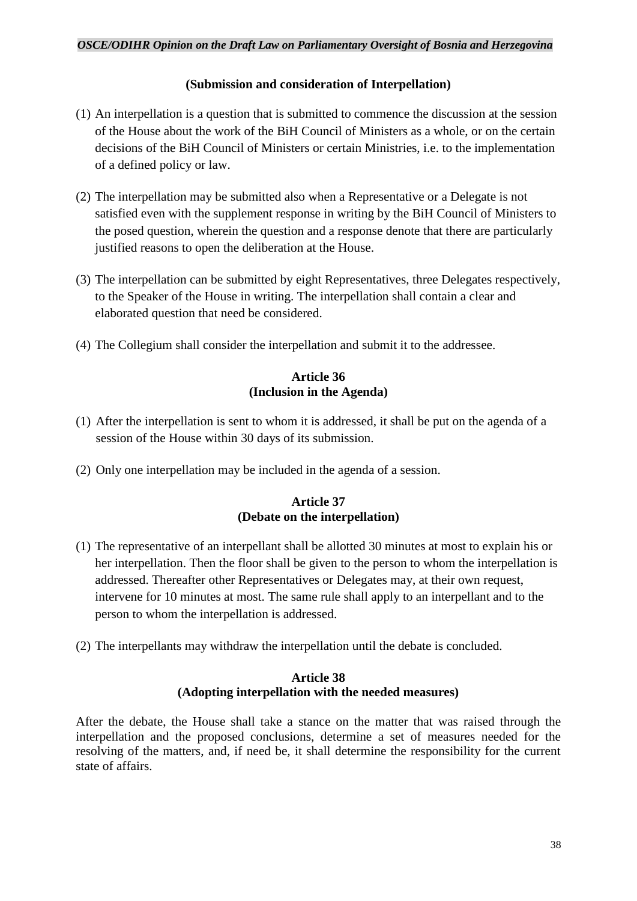**(Submission and consideration of Interpellation)**

(1) An interpellation is a question that is submitted to commence the discussion at the session of the House about the work of the BiH Council of Ministers as a whole, or on the certain decisions of the BiH Council of Ministers or certain Ministries, i.e. to the implementation of a defined policy or law.

(2) The interpellation may be submitted also when a Representative or a Delegate is not satisfied even with the supplement response in writing by the BiH Council of Ministers to the posed question, wherein the question and a response denote that there are particularly justified reasons to open the deliberation at the House.

(3) The interpellation can be submitted by eight Representatives, three Delegates respectively, to the Speaker of the House in writing. The interpellation shall contain a clear and elaborated question that need be considered.

(4) The Collegium shall consider the interpellation and submit it to the addressee.

**Article 36**
**(Inclusion in the Agenda)**

(1) After the interpellation is sent to whom it is addressed, it shall be put on the agenda of a session of the House within 30 days of its submission.

(2) Only one interpellation may be included in the agenda of a session.

**Article 37**
**(Debate on the interpellation)**

(1) The representative of an interpellant shall be allotted 30 minutes at most to explain his or her interpellation. Then the floor shall be given to the person to whom the interpellation is addressed. Thereafter other Representatives or Delegates may, at their own request, intervene for 10 minutes at most. The same rule shall apply to an interpellant and to the person to whom the interpellation is addressed.

(2) The interpellants may withdraw the interpellation until the debate is concluded.

**Article 38**
**(Adopting interpellation with the needed measures)**

After the debate, the House shall take a stance on the matter that was raised through the interpellation and the proposed conclusions, determine a set of measures needed for the resolving of the matters, and, if need be, it shall determine the responsibility for the current state of affairs.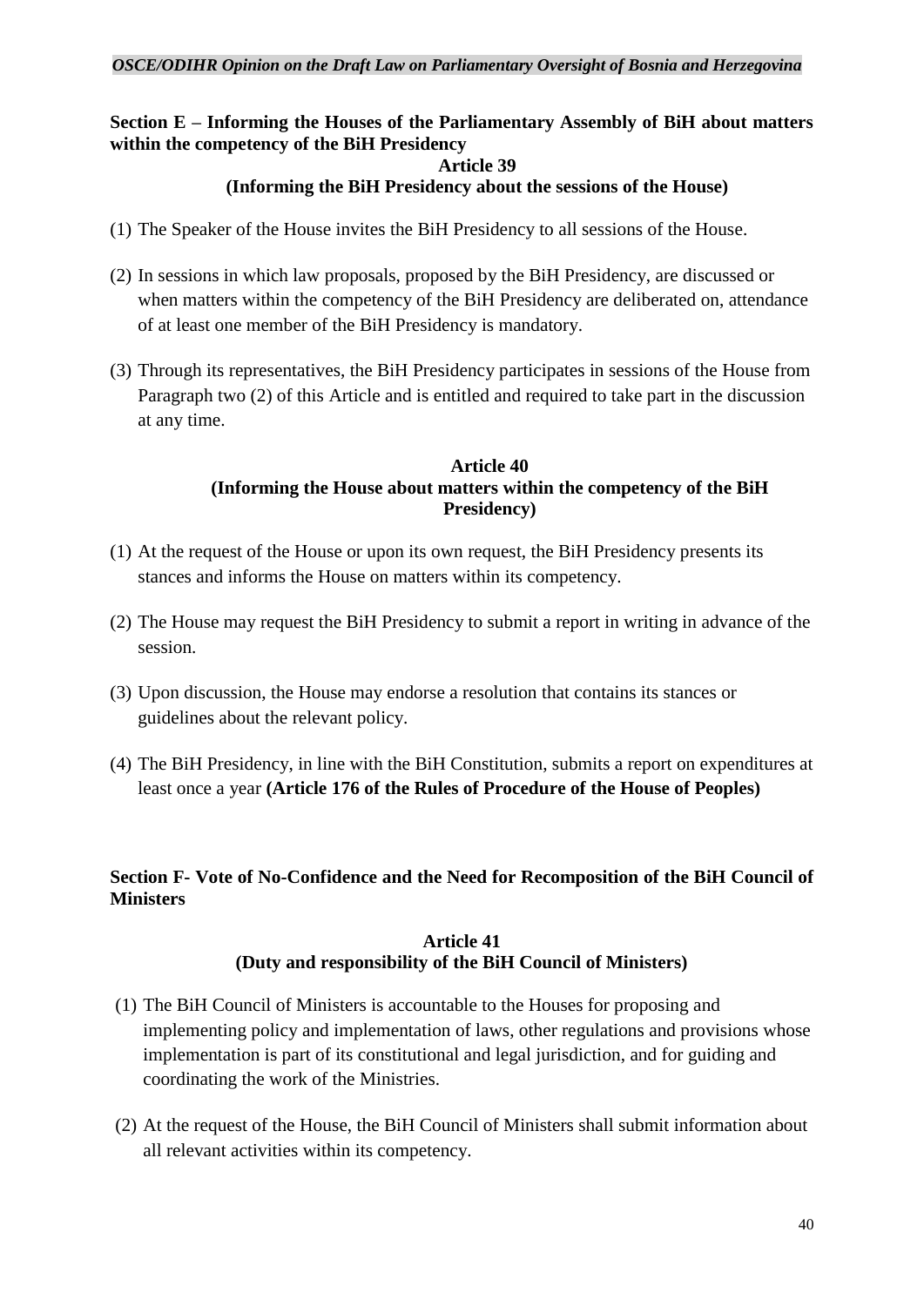**Section E – Informing the Houses of the Parliamentary Assembly of BiH about matters within the competency of the BiH Presidency**

**Article 39**
**(Informing the BiH Presidency about the sessions of the House)**

(1) The Speaker of the House invites the BiH Presidency to all sessions of the House.

(2) In sessions in which law proposals, proposed by the BiH Presidency, are discussed or when matters within the competency of the BiH Presidency are deliberated on, attendance of at least one member of the BiH Presidency is mandatory.

(3) Through its representatives, the BiH Presidency participates in sessions of the House from Paragraph two (2) of this Article and is entitled and required to take part in the discussion at any time.

**Article 40**
**(Informing the House about matters within the competency of the BiH Presidency)**

(1) At the request of the House or upon its own request, the BiH Presidency presents its stances and informs the House on matters within its competency.

(2) The House may request the BiH Presidency to submit a report in writing in advance of the session.

(3) Upon discussion, the House may endorse a resolution that contains its stances or guidelines about the relevant policy.

(4) The BiH Presidency, in line with the BiH Constitution, submits a report on expenditures at least once a year **(Article 176 of the Rules of Procedure of the House of Peoples)**

**Section F- Vote of No-Confidence and the Need for Recomposition of the BiH Council of Ministers**

**Article 41**
**(Duty and responsibility of the BiH Council of Ministers)**

(1) The BiH Council of Ministers is accountable to the Houses for proposing and implementing policy and implementation of laws, other regulations and provisions whose implementation is part of its constitutional and legal jurisdiction, and for guiding and coordinating the work of the Ministries.

(2) At the request of the House, the BiH Council of Ministers shall submit information about all relevant activities within its competency.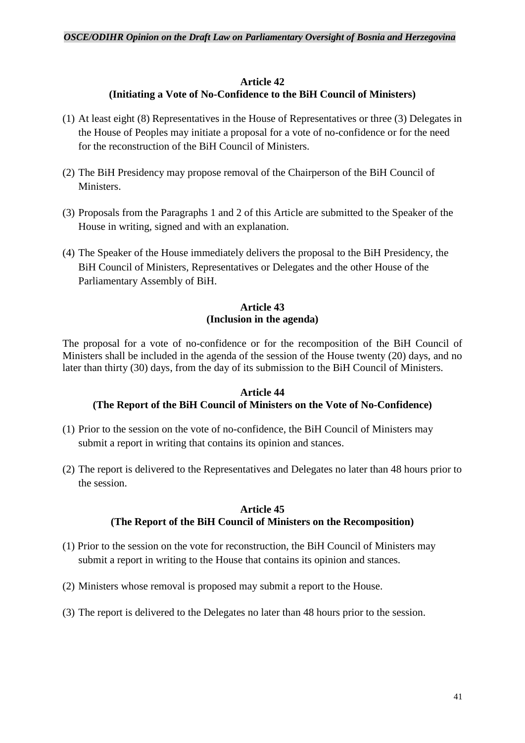### Article 42
### (Initiating a Vote of No-Confidence to the BiH Council of Ministers)

(1) At least eight (8) Representatives in the House of Representatives or three (3) Delegates in the House of Peoples may initiate a proposal for a vote of no-confidence or for the need for the reconstruction of the BiH Council of Ministers.

(2) The BiH Presidency may propose removal of the Chairperson of the BiH Council of Ministers.

(3) Proposals from the Paragraphs 1 and 2 of this Article are submitted to the Speaker of the House in writing, signed and with an explanation.

(4) The Speaker of the House immediately delivers the proposal to the BiH Presidency, the BiH Council of Ministers, Representatives or Delegates and the other House of the Parliamentary Assembly of BiH.

### Article 43
### (Inclusion in the agenda)

The proposal for a vote of no-confidence or for the recomposition of the BiH Council of Ministers shall be included in the agenda of the session of the House twenty (20) days, and no later than thirty (30) days, from the day of its submission to the BiH Council of Ministers.

### Article 44
### (The Report of the BiH Council of Ministers on the Vote of No-Confidence)

(1) Prior to the session on the vote of no-confidence, the BiH Council of Ministers may submit a report in writing that contains its opinion and stances.

(2) The report is delivered to the Representatives and Delegates no later than 48 hours prior to the session.

### Article 45
### (The Report of the BiH Council of Ministers on the Recomposition)

(1) Prior to the session on the vote for reconstruction, the BiH Council of Ministers may submit a report in writing to the House that contains its opinion and stances.

(2) Ministers whose removal is proposed may submit a report to the House.

(3) The report is delivered to the Delegates no later than 48 hours prior to the session.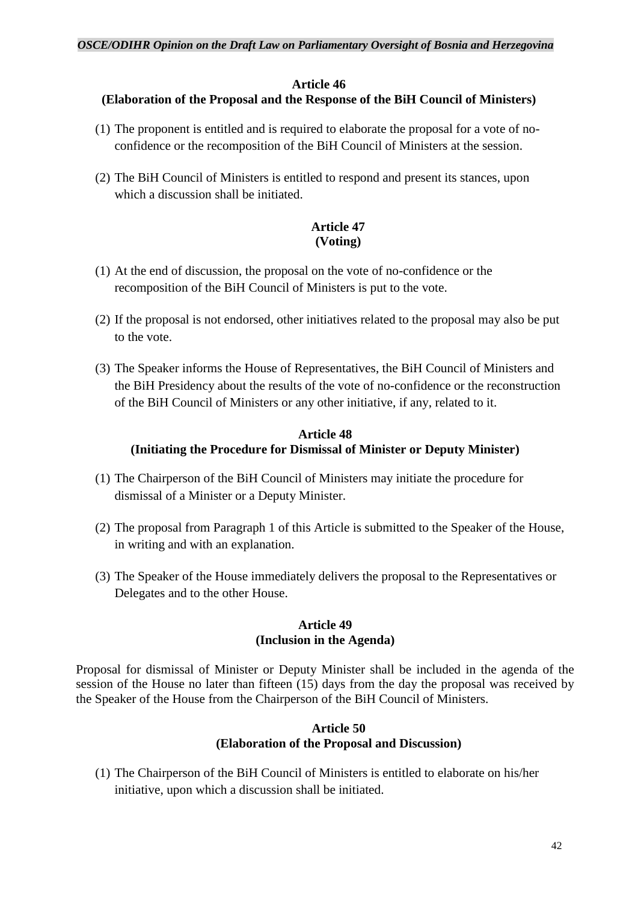**Article 46**
**(Elaboration of the Proposal and the Response of the BiH Council of Ministers)**

(1) The proponent is entitled and is required to elaborate the proposal for a vote of no-confidence or the recomposition of the BiH Council of Ministers at the session.

(2) The BiH Council of Ministers is entitled to respond and present its stances, upon which a discussion shall be initiated.

**Article 47**
**(Voting)**

(1) At the end of discussion, the proposal on the vote of no-confidence or the recomposition of the BiH Council of Ministers is put to the vote.

(2) If the proposal is not endorsed, other initiatives related to the proposal may also be put to the vote.

(3) The Speaker informs the House of Representatives, the BiH Council of Ministers and the BiH Presidency about the results of the vote of no-confidence or the reconstruction of the BiH Council of Ministers or any other initiative, if any, related to it.

**Article 48**
**(Initiating the Procedure for Dismissal of Minister or Deputy Minister)**

(1) The Chairperson of the BiH Council of Ministers may initiate the procedure for dismissal of a Minister or a Deputy Minister.

(2) The proposal from Paragraph 1 of this Article is submitted to the Speaker of the House, in writing and with an explanation.

(3) The Speaker of the House immediately delivers the proposal to the Representatives or Delegates and to the other House.

**Article 49**
**(Inclusion in the Agenda)**

Proposal for dismissal of Minister or Deputy Minister shall be included in the agenda of the session of the House no later than fifteen (15) days from the day the proposal was received by the Speaker of the House from the Chairperson of the BiH Council of Ministers.

**Article 50**
**(Elaboration of the Proposal and Discussion)**

(1) The Chairperson of the BiH Council of Ministers is entitled to elaborate on his/her initiative, upon which a discussion shall be initiated.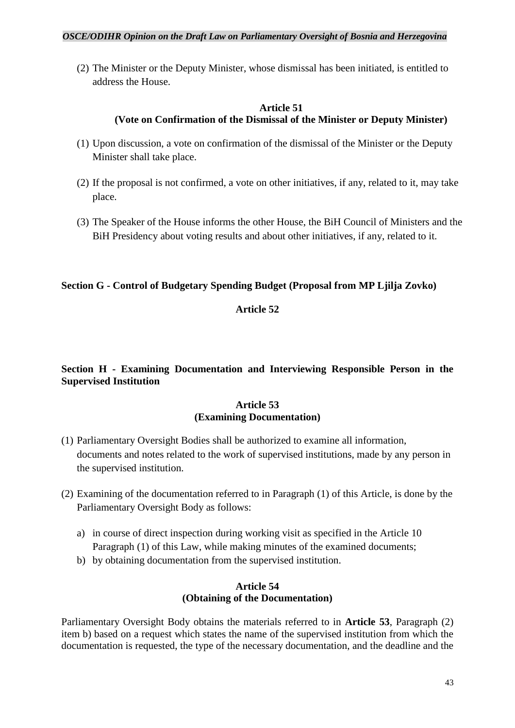(2) The Minister or the Deputy Minister, whose dismissal has been initiated, is entitled to address the House.

**Article 51**
**(Vote on Confirmation of the Dismissal of the Minister or Deputy Minister)**

(1) Upon discussion, a vote on confirmation of the dismissal of the Minister or the Deputy Minister shall take place.

(2) If the proposal is not confirmed, a vote on other initiatives, if any, related to it, may take place.

(3) The Speaker of the House informs the other House, the BiH Council of Ministers and the BiH Presidency about voting results and about other initiatives, if any, related to it.

## Section G - Control of Budgetary Spending Budget (Proposal from MP Ljilja Zovko)

**Article 52**

## Section H - Examining Documentation and Interviewing Responsible Person in the Supervised Institution

**Article 53**
**(Examining Documentation)**

(1) Parliamentary Oversight Bodies shall be authorized to examine all information, documents and notes related to the work of supervised institutions, made by any person in the supervised institution.

(2) Examining of the documentation referred to in Paragraph (1) of this Article, is done by the Parliamentary Oversight Body as follows:

a) in course of direct inspection during working visit as specified in the Article 10 Paragraph (1) of this Law, while making minutes of the examined documents;
b) by obtaining documentation from the supervised institution.

**Article 54**
**(Obtaining of the Documentation)**

Parliamentary Oversight Body obtains the materials referred to in **Article 53**, Paragraph (2) item b) based on a request which states the name of the supervised institution from which the documentation is requested, the type of the necessary documentation, and the deadline and the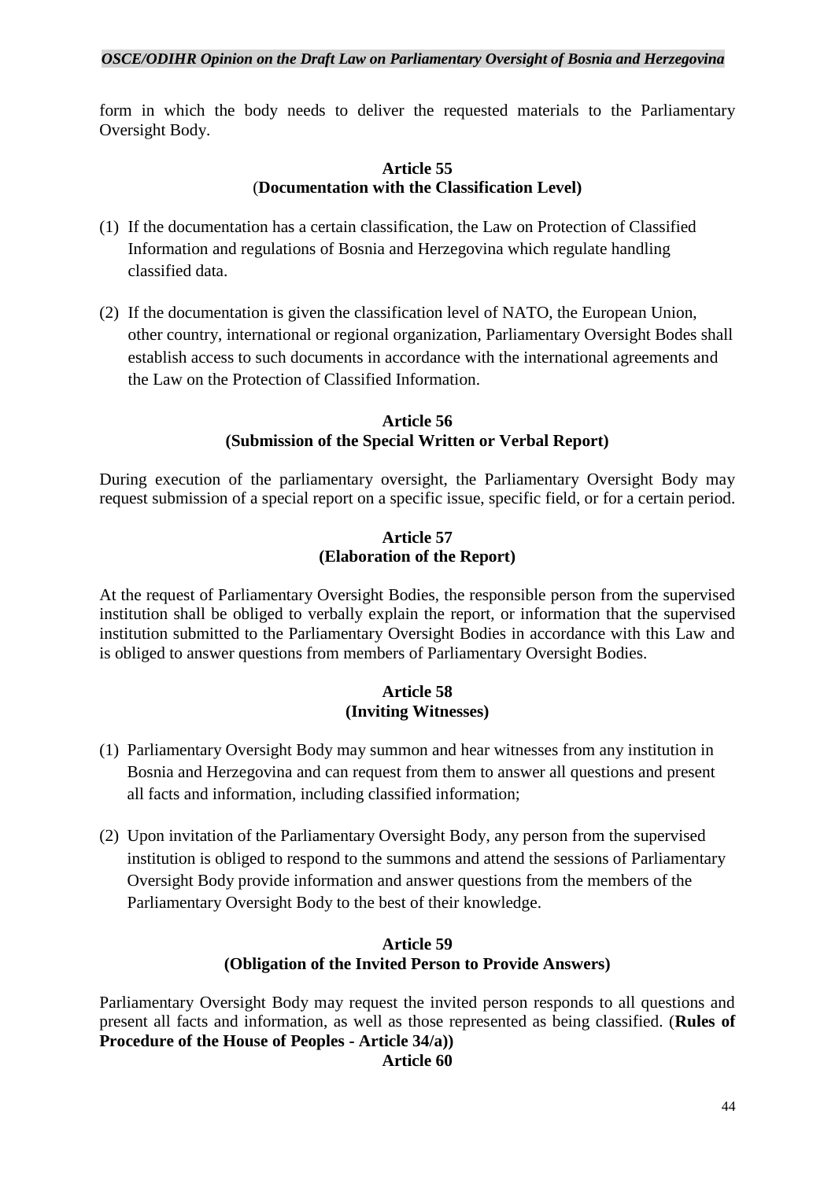form in which the body needs to deliver the requested materials to the Parliamentary Oversight Body.

**Article 55**
(**Documentation with the Classification Level)**

(1) If the documentation has a certain classification, the Law on Protection of Classified Information and regulations of Bosnia and Herzegovina which regulate handling classified data.

(2) If the documentation is given the classification level of NATO, the European Union, other country, international or regional organization, Parliamentary Oversight Bodes shall establish access to such documents in accordance with the international agreements and the Law on the Protection of Classified Information.

**Article 56**
**(Submission of the Special Written or Verbal Report)**

During execution of the parliamentary oversight, the Parliamentary Oversight Body may request submission of a special report on a specific issue, specific field, or for a certain period.

**Article 57**
**(Elaboration of the Report)**

At the request of Parliamentary Oversight Bodies, the responsible person from the supervised institution shall be obliged to verbally explain the report, or information that the supervised institution submitted to the Parliamentary Oversight Bodies in accordance with this Law and is obliged to answer questions from members of Parliamentary Oversight Bodies.

**Article 58**
**(Inviting Witnesses)**

(1) Parliamentary Oversight Body may summon and hear witnesses from any institution in Bosnia and Herzegovina and can request from them to answer all questions and present all facts and information, including classified information;

(2) Upon invitation of the Parliamentary Oversight Body, any person from the supervised institution is obliged to respond to the summons and attend the sessions of Parliamentary Oversight Body provide information and answer questions from the members of the Parliamentary Oversight Body to the best of their knowledge.

**Article 59**
**(Obligation of the Invited Person to Provide Answers)**

Parliamentary Oversight Body may request the invited person responds to all questions and present all facts and information, as well as those represented as being classified. (**Rules of Procedure of the House of Peoples - Article 34/a))**

**Article 60**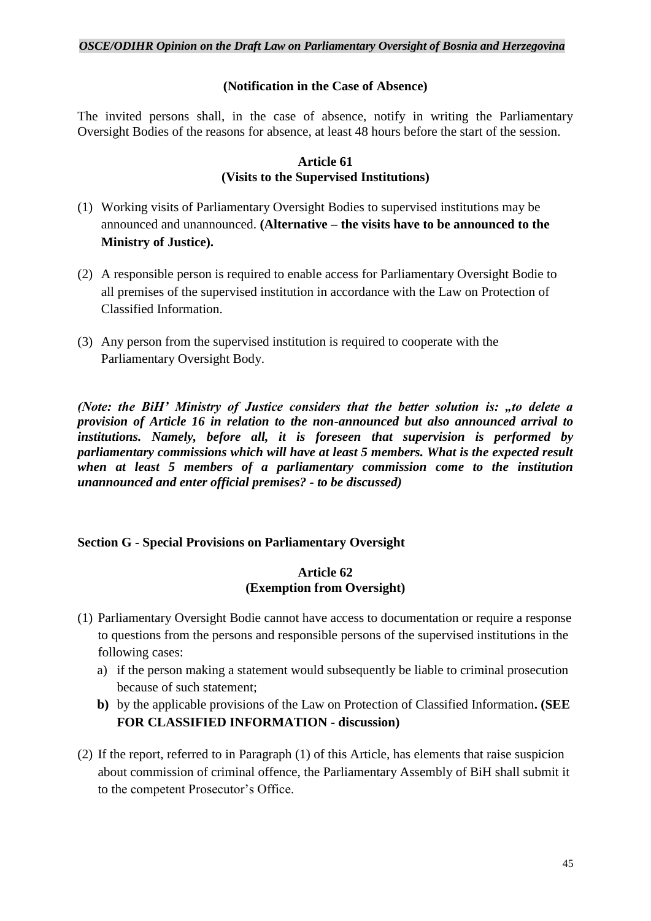**(Notification in the Case of Absence)**

The invited persons shall, in the case of absence, notify in writing the Parliamentary Oversight Bodies of the reasons for absence, at least 48 hours before the start of the session.

**Article 61**
**(Visits to the Supervised Institutions)**

(1) Working visits of Parliamentary Oversight Bodies to supervised institutions may be announced and unannounced. **(Alternative – the visits have to be announced to the Ministry of Justice).**

(2) A responsible person is required to enable access for Parliamentary Oversight Bodie to all premises of the supervised institution in accordance with the Law on Protection of Classified Information.

(3) Any person from the supervised institution is required to cooperate with the Parliamentary Oversight Body.

***(Note: the BiH' Ministry of Justice considers that the better solution is: „to delete a provision of Article 16 in relation to the non-announced but also announced arrival to institutions. Namely, before all, it is foreseen that supervision is performed by parliamentary commissions which will have at least 5 members. What is the expected result when at least 5 members of a parliamentary commission come to the institution unannounced and enter official premises? - to be discussed)***

**Section G - Special Provisions on Parliamentary Oversight**

**Article 62**
**(Exemption from Oversight)**

(1) Parliamentary Oversight Bodie cannot have access to documentation or require a response to questions from the persons and responsible persons of the supervised institutions in the following cases:
   a) if the person making a statement would subsequently be liable to criminal prosecution because of such statement;
   **b)** by the applicable provisions of the Law on Protection of Classified Information**. (SEE FOR CLASSIFIED INFORMATION - discussion)**

(2) If the report, referred to in Paragraph (1) of this Article, has elements that raise suspicion about commission of criminal offence, the Parliamentary Assembly of BiH shall submit it to the competent Prosecutor's Office.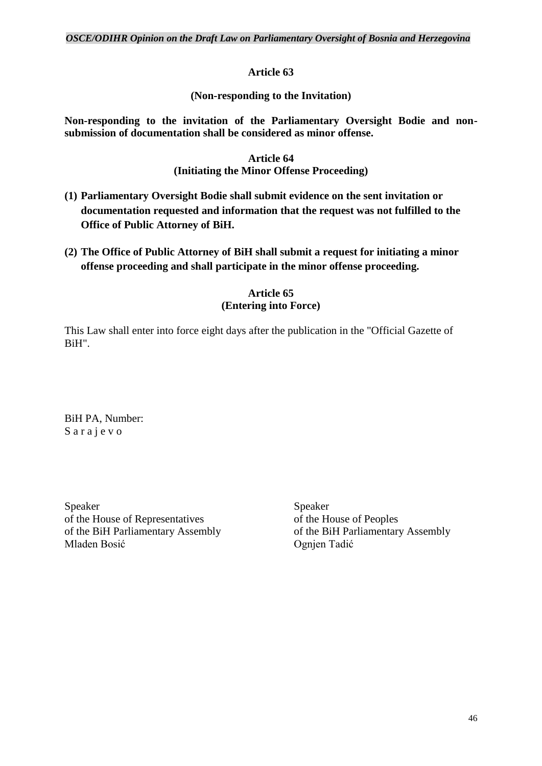### Article 63

**(Non-responding to the Invitation)**

**Non-responding to the invitation of the Parliamentary Oversight Bodie and non-submission of documentation shall be considered as minor offense.**

### Article 64

**(Initiating the Minor Offense Proceeding)**

**(1) Parliamentary Oversight Bodie shall submit evidence on the sent invitation or documentation requested and information that the request was not fulfilled to the Office of Public Attorney of BiH.**

**(2) The Office of Public Attorney of BiH shall submit a request for initiating a minor offense proceeding and shall participate in the minor offense proceeding.**

### Article 65

**(Entering into Force)**

This Law shall enter into force eight days after the publication in the "Official Gazette of BiH".

BiH PA, Number:
S a r a j e v o

Speaker
of the House of Representatives
of the BiH Parliamentary Assembly
Mladen Bosić

Speaker
of the House of Peoples
of the BiH Parliamentary Assembly
Ognjen Tadić